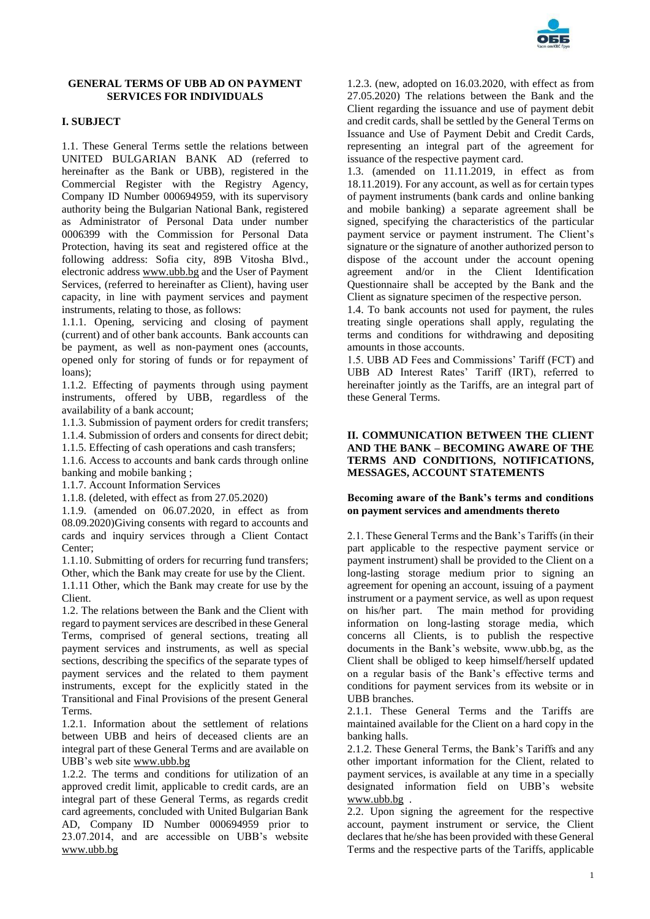## GENERAL TERMS OF UBB AD ON PAYMENT SERVICES FOR INDIVIDUALS

### I. SUBJECT

1.1. These General Terms settle the relations between UNITED BULGARIAN BANK AD (referred to hereinafter as the Bank or UBB), registered in the Commercial Register with the Registry Agency, Company ID Number 000694959, with its supervisory authority being the Bulgarian National Bank, registered as Administrator of Personal Data under number 0006399 with the Commission for Personal Data Protection, having its seat and registered office at the following address: Sofia city, 89B Vitosha Blvd., electronic address www.ubb.bg and the User of Payment Services, (referred to hereinafter as Client), having user capacity, in line with payment services and payment instruments, relating to those, as follows:

1.1.1. Opening, servicing and closing of payment (current) and of other bank accounts. Bank accounts can be payment, as well as non-payment ones (accounts, opened only for storing of funds or for repayment of loans);

1.1.2. Effecting of payments through using payment instruments, offered by UBB, regardless of the availability of a bank account;

1.1.3. Submission of payment orders for credit transfers;

1.1.4. Submission of orders and consents for direct debit;

1.1.5. Effecting of cash operations and cash transfers;

1.1.6. Access to accounts and bank cards through online banking and mobile banking ;

1.1.7. Account Information Services

1.1.8. (deleted, with effect as from 27.05.2020)

1.1.9. (amended on 06.07.2020, in effect as from 08.09.2020)Giving consents with regard to accounts and cards and inquiry services through a Client Contact Center;

1.1.10. Submitting of orders for recurring fund transfers; Other, which the Bank may create for use by the Client.

1.1.11 Other, which the Bank may create for use by the Client.

1.2. The relations between the Bank and the Client with regard to payment services are described in these General Terms, comprised of general sections, treating all payment services and instruments, as well as special sections, describing the specifics of the separate types of payment services and the related to them payment instruments, except for the explicitly stated in the Transitional and Final Provisions of the present General Terms.

1.2.1. Information about the settlement of relations between UBB and heirs of deceased clients are an integral part of these General Terms and are available on UBB's web site www.ubb.bg

1.2.2. The terms and conditions for utilization of an approved credit limit, applicable to credit cards, are an integral part of these General Terms, as regards credit card agreements, concluded with United Bulgarian Bank AD, Company ID Number 000694959 prior to 23.07.2014, and are accessible on UBB's website www.ubb.bg

1.2.3. (new, adopted on 16.03.2020, with effect as from 27.05.2020) The relations between the Bank and the Client regarding the issuance and use of payment debit and credit cards, shall be settled by the General Terms on Issuance and Use of Payment Debit and Credit Cards, representing an integral part of the agreement for issuance of the respective payment card.

1.3. (amended on 11.11.2019, in effect as from 18.11.2019). For any account, as well as for certain types of payment instruments (bank cards and online banking and mobile banking) a separate agreement shall be signed, specifying the characteristics of the particular payment service or payment instrument. The Client's signature or the signature of another authorized person to dispose of the account under the account opening agreement and/or in the Client Identification Questionnaire shall be accepted by the Bank and the Client as signature specimen of the respective person.

1.4. To bank accounts not used for payment, the rules treating single operations shall apply, regulating the terms and conditions for withdrawing and depositing amounts in those accounts.

1.5. UBB AD Fees and Commissions' Tariff (FCT) and UBB AD Interest Rates' Tariff (IRT), referred to hereinafter jointly as the Tariffs, are an integral part of these General Terms.

### II. COMMUNICATION BETWEEN THE CLIENT AND THE BANK – BECOMING AWARE OF THE TERMS AND CONDITIONS, NOTIFICATIONS, MESSAGES, ACCOUNT STATEMENTS

**Becoming aware of the Bank's terms and conditions on payment services and amendments thereto**

2.1. These General Terms and the Bank's Tariffs (in their part applicable to the respective payment service or payment instrument) shall be provided to the Client on a long-lasting storage medium prior to signing an agreement for opening an account, issuing of a payment instrument or a payment service, as well as upon request on his/her part. The main method for providing information on long-lasting storage media, which concerns all Clients, is to publish the respective documents in the Bank's website, www.ubb.bg, as the Client shall be obliged to keep himself/herself updated on a regular basis of the Bank's effective terms and conditions for payment services from its website or in UBB branches.

2.1.1. These General Terms and the Tariffs are maintained available for the Client on a hard copy in the banking halls.

2.1.2. These General Terms, the Bank's Tariffs and any other important information for the Client, related to payment services, is available at any time in a specially designated information field on UBB's website www.ubb.bg .

2.2. Upon signing the agreement for the respective account, payment instrument or service, the Client declares that he/she has been provided with these General Terms and the respective parts of the Tariffs, applicable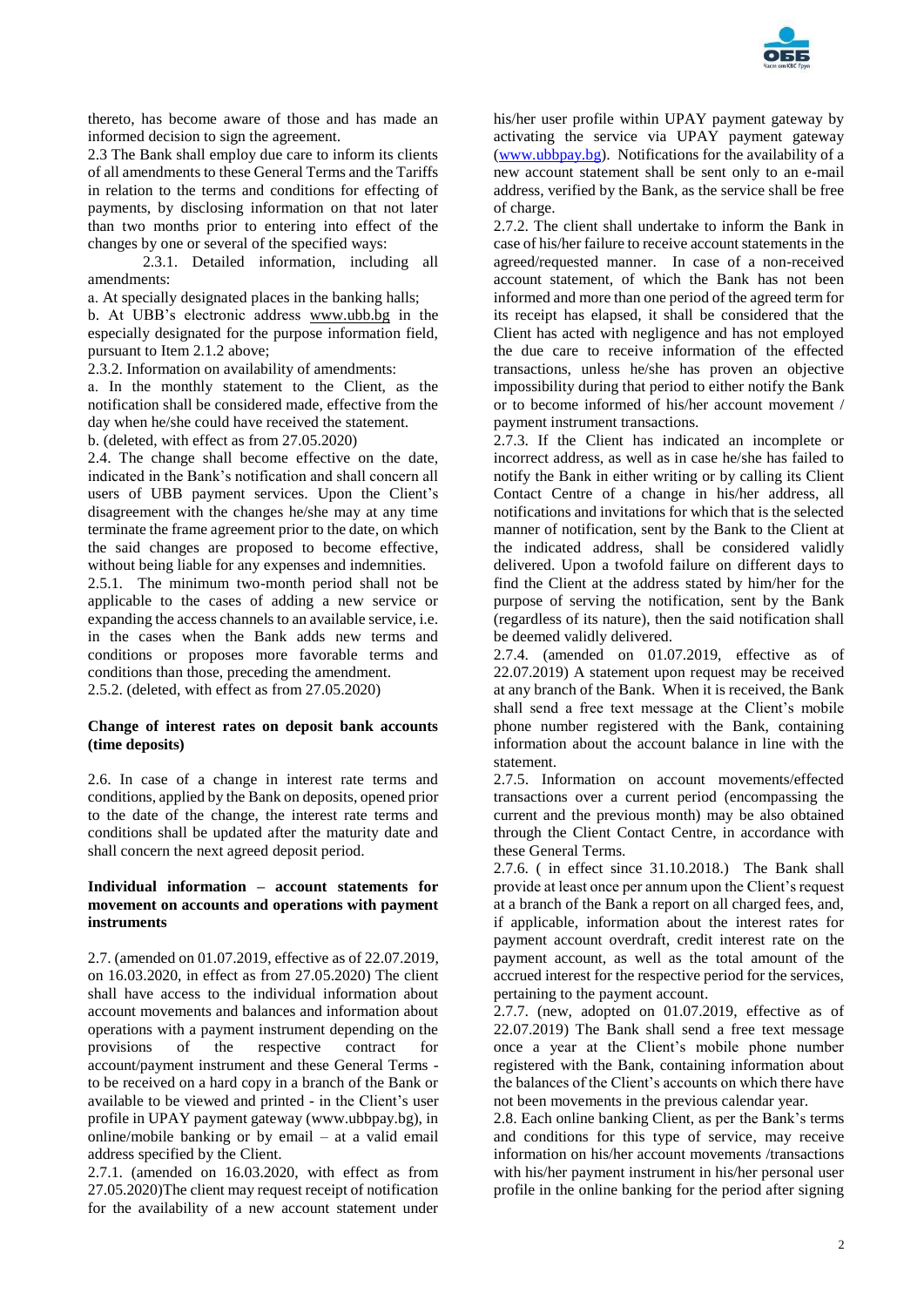thereto, has become aware of those and has made an informed decision to sign the agreement.

2.3 The Bank shall employ due care to inform its clients of all amendments to these General Terms and the Tariffs in relation to the terms and conditions for effecting of payments, by disclosing information on that not later than two months prior to entering into effect of the changes by one or several of the specified ways:

2.3.1. Detailed information, including all amendments:

a. At specially designated places in the banking halls;

b. At UBB's electronic address www.ubb.bg in the especially designated for the purpose information field, pursuant to Item 2.1.2 above;

2.3.2. Information on availability of amendments:

a. In the monthly statement to the Client, as the notification shall be considered made, effective from the day when he/she could have received the statement.

b. (deleted, with effect as from 27.05.2020)

2.4. The change shall become effective on the date, indicated in the Bank's notification and shall concern all users of UBB payment services. Upon the Client's disagreement with the changes he/she may at any time terminate the frame agreement prior to the date, on which the said changes are proposed to become effective, without being liable for any expenses and indemnities.

2.5.1. The minimum two-month period shall not be applicable to the cases of adding a new service or expanding the access channels to an available service, i.e. in the cases when the Bank adds new terms and conditions or proposes more favorable terms and conditions than those, preceding the amendment.

2.5.2. (deleted, with effect as from 27.05.2020)

**Change of interest rates on deposit bank accounts (time deposits)**

2.6. In case of a change in interest rate terms and conditions, applied by the Bank on deposits, opened prior to the date of the change, the interest rate terms and conditions shall be updated after the maturity date and shall concern the next agreed deposit period.

**Individual information – account statements for movement on accounts and operations with payment instruments**

2.7. (amended on 01.07.2019, effective as of 22.07.2019, on 16.03.2020, in effect as from 27.05.2020) The client shall have access to the individual information about account movements and balances and information about operations with a payment instrument depending on the provisions of the respective contract for account/payment instrument and these General Terms - to be received on a hard copy in a branch of the Bank or available to be viewed and printed - in the Client's user profile in UPAY payment gateway (www.ubbpay.bg), in online/mobile banking or by email – at a valid email address specified by the Client.

2.7.1. (amended on 16.03.2020, with effect as from 27.05.2020)The client may request receipt of notification for the availability of a new account statement under his/her user profile within UPAY payment gateway by activating the service via UPAY payment gateway (www.ubbpay.bg). Notifications for the availability of a new account statement shall be sent only to an e-mail address, verified by the Bank, as the service shall be free of charge.

2.7.2. The client shall undertake to inform the Bank in case of his/her failure to receive account statements in the agreed/requested manner. In case of a non-received account statement, of which the Bank has not been informed and more than one period of the agreed term for its receipt has elapsed, it shall be considered that the Client has acted with negligence and has not employed the due care to receive information of the effected transactions, unless he/she has proven an objective impossibility during that period to either notify the Bank or to become informed of his/her account movement / payment instrument transactions.

2.7.3. If the Client has indicated an incomplete or incorrect address, as well as in case he/she has failed to notify the Bank in either writing or by calling its Client Contact Centre of a change in his/her address, all notifications and invitations for which that is the selected manner of notification, sent by the Bank to the Client at the indicated address, shall be considered validly delivered. Upon a twofold failure on different days to find the Client at the address stated by him/her for the purpose of serving the notification, sent by the Bank (regardless of its nature), then the said notification shall be deemed validly delivered.

2.7.4. (amended on 01.07.2019, effective as of 22.07.2019) A statement upon request may be received at any branch of the Bank. When it is received, the Bank shall send a free text message at the Client's mobile phone number registered with the Bank, containing information about the account balance in line with the statement.

2.7.5. Information on account movements/effected transactions over a current period (encompassing the current and the previous month) may be also obtained through the Client Contact Centre, in accordance with these General Terms.

2.7.6. ( in effect since 31.10.2018.) The Bank shall provide at least once per annum upon the Client's request at a branch of the Bank a report on all charged fees, and, if applicable, information about the interest rates for payment account overdraft, credit interest rate on the payment account, as well as the total amount of the accrued interest for the respective period for the services, pertaining to the payment account.

2.7.7. (new, adopted on 01.07.2019, effective as of 22.07.2019) The Bank shall send a free text message once a year at the Client's mobile phone number registered with the Bank, containing information about the balances of the Client's accounts on which there have not been movements in the previous calendar year.

2.8. Each online banking Client, as per the Bank's terms and conditions for this type of service, may receive information on his/her account movements /transactions with his/her payment instrument in his/her personal user profile in the online banking for the period after signing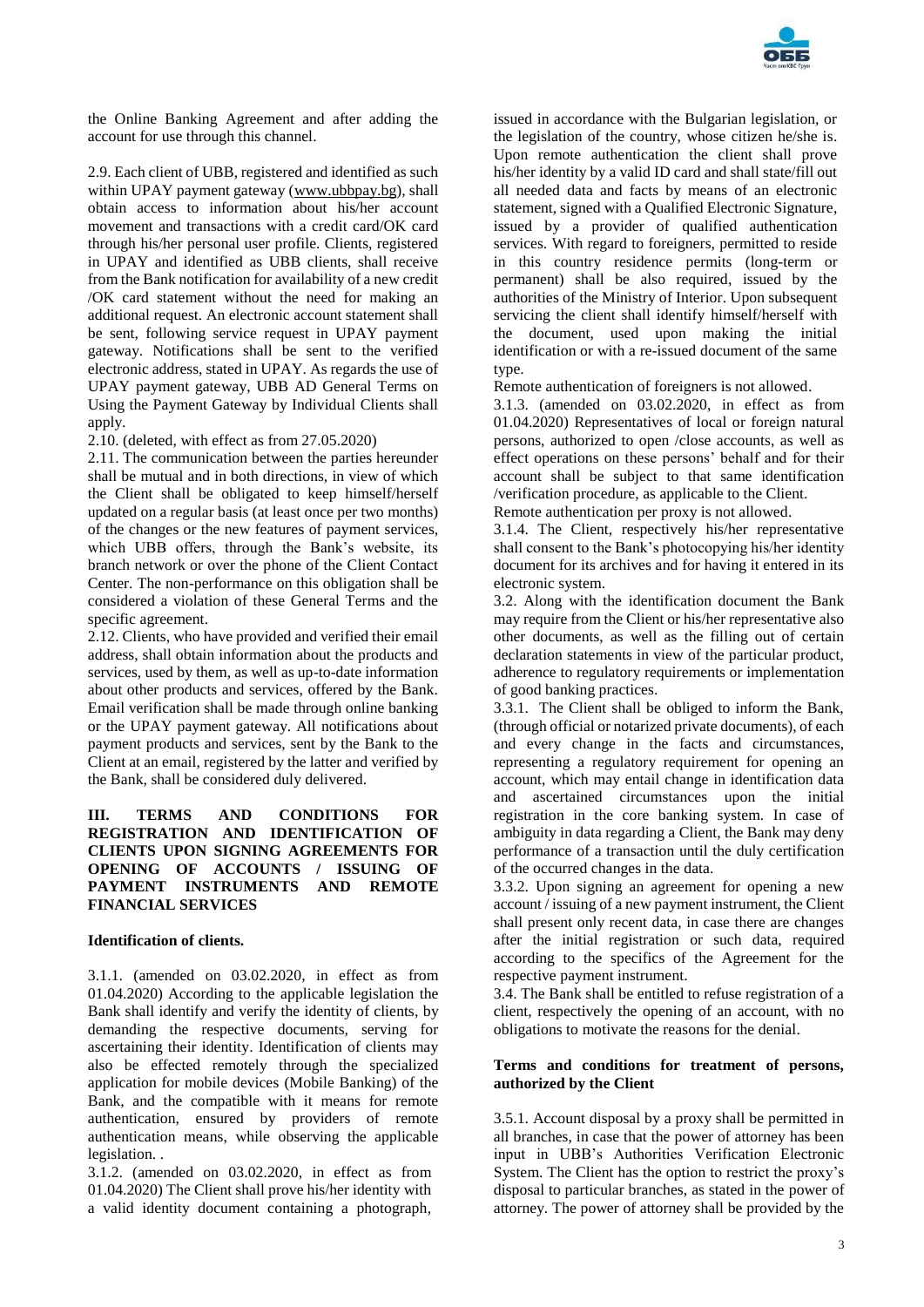the Online Banking Agreement and after adding the account for use through this channel.

2.9. Each client of UBB, registered and identified as such within UPAY payment gateway (www.ubbpay.bg), shall obtain access to information about his/her account movement and transactions with a credit card/OK card through his/her personal user profile. Clients, registered in UPAY and identified as UBB clients, shall receive from the Bank notification for availability of a new credit /OK card statement without the need for making an additional request. An electronic account statement shall be sent, following service request in UPAY payment gateway. Notifications shall be sent to the verified electronic address, stated in UPAY. As regards the use of UPAY payment gateway, UBB AD General Terms on Using the Payment Gateway by Individual Clients shall apply.

2.10. (deleted, with effect as from 27.05.2020)

2.11. The communication between the parties hereunder shall be mutual and in both directions, in view of which the Client shall be obligated to keep himself/herself updated on a regular basis (at least once per two months) of the changes or the new features of payment services, which UBB offers, through the Bank's website, its branch network or over the phone of the Client Contact Center. The non-performance on this obligation shall be considered a violation of these General Terms and the specific agreement.

2.12. Clients, who have provided and verified their email address, shall obtain information about the products and services, used by them, as well as up-to-date information about other products and services, offered by the Bank. Email verification shall be made through online banking or the UPAY payment gateway. All notifications about payment products and services, sent by the Bank to the Client at an email, registered by the latter and verified by the Bank, shall be considered duly delivered.

## III. TERMS AND CONDITIONS FOR REGISTRATION AND IDENTIFICATION OF CLIENTS UPON SIGNING AGREEMENTS FOR OPENING OF ACCOUNTS / ISSUING OF PAYMENT INSTRUMENTS AND REMOTE FINANCIAL SERVICES

**Identification of clients.**

3.1.1. (amended on 03.02.2020, in effect as from 01.04.2020) According to the applicable legislation the Bank shall identify and verify the identity of clients, by demanding the respective documents, serving for ascertaining their identity. Identification of clients may also be effected remotely through the specialized application for mobile devices (Mobile Banking) of the Bank, and the compatible with it means for remote authentication, ensured by providers of remote authentication means, while observing the applicable legislation. .

3.1.2. (amended on 03.02.2020, in effect as from 01.04.2020) The Client shall prove his/her identity with a valid identity document containing a photograph, issued in accordance with the Bulgarian legislation, or the legislation of the country, whose citizen he/she is. Upon remote authentication the client shall prove his/her identity by a valid ID card and shall state/fill out all needed data and facts by means of an electronic statement, signed with a Qualified Electronic Signature, issued by a provider of qualified authentication services. With regard to foreigners, permitted to reside in this country residence permits (long-term or permanent) shall be also required, issued by the authorities of the Ministry of Interior. Upon subsequent servicing the client shall identify himself/herself with the document, used upon making the initial identification or with a re-issued document of the same type.

Remote authentication of foreigners is not allowed.

3.1.3. (amended on 03.02.2020, in effect as from 01.04.2020) Representatives of local or foreign natural persons, authorized to open /close accounts, as well as effect operations on these persons' behalf and for their account shall be subject to that same identification /verification procedure, as applicable to the Client.

Remote authentication per proxy is not allowed.

3.1.4. The Client, respectively his/her representative shall consent to the Bank's photocopying his/her identity document for its archives and for having it entered in its electronic system.

3.2. Along with the identification document the Bank may require from the Client or his/her representative also other documents, as well as the filling out of certain declaration statements in view of the particular product, adherence to regulatory requirements or implementation of good banking practices.

3.3.1. The Client shall be obliged to inform the Bank, (through official or notarized private documents), of each and every change in the facts and circumstances, representing a regulatory requirement for opening an account, which may entail change in identification data and ascertained circumstances upon the initial registration in the core banking system. In case of ambiguity in data regarding a Client, the Bank may deny performance of a transaction until the duly certification of the occurred changes in the data.

3.3.2. Upon signing an agreement for opening a new account / issuing of a new payment instrument, the Client shall present only recent data, in case there are changes after the initial registration or such data, required according to the specifics of the Agreement for the respective payment instrument.

3.4. The Bank shall be entitled to refuse registration of a client, respectively the opening of an account, with no obligations to motivate the reasons for the denial.

**Terms and conditions for treatment of persons, authorized by the Client**

3.5.1. Account disposal by a proxy shall be permitted in all branches, in case that the power of attorney has been input in UBB's Authorities Verification Electronic System. The Client has the option to restrict the proxy's disposal to particular branches, as stated in the power of attorney. The power of attorney shall be provided by the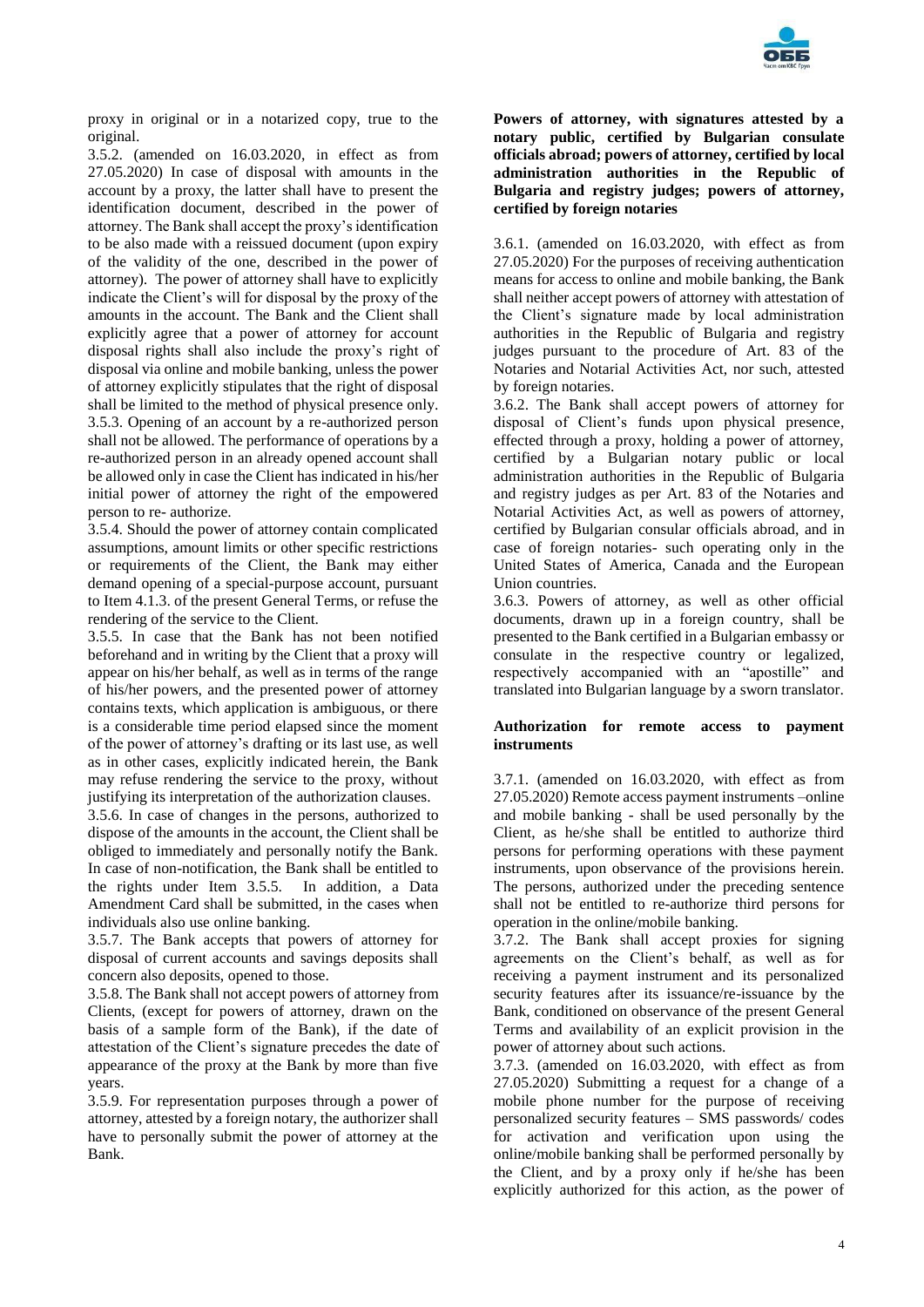proxy in original or in a notarized copy, true to the original.

3.5.2. (amended on 16.03.2020, in effect as from 27.05.2020) In case of disposal with amounts in the account by a proxy, the latter shall have to present the identification document, described in the power of attorney. The Bank shall accept the proxy's identification to be also made with a reissued document (upon expiry of the validity of the one, described in the power of attorney). The power of attorney shall have to explicitly indicate the Client's will for disposal by the proxy of the amounts in the account. The Bank and the Client shall explicitly agree that a power of attorney for account disposal rights shall also include the proxy's right of disposal via online and mobile banking, unless the power of attorney explicitly stipulates that the right of disposal shall be limited to the method of physical presence only.

3.5.3. Opening of an account by a re-authorized person shall not be allowed. The performance of operations by a re-authorized person in an already opened account shall be allowed only in case the Client has indicated in his/her initial power of attorney the right of the empowered person to re- authorize.

3.5.4. Should the power of attorney contain complicated assumptions, amount limits or other specific restrictions or requirements of the Client, the Bank may either demand opening of a special-purpose account, pursuant to Item 4.1.3. of the present General Terms, or refuse the rendering of the service to the Client.

3.5.5. In case that the Bank has not been notified beforehand and in writing by the Client that a proxy will appear on his/her behalf, as well as in terms of the range of his/her powers, and the presented power of attorney contains texts, which application is ambiguous, or there is a considerable time period elapsed since the moment of the power of attorney's drafting or its last use, as well as in other cases, explicitly indicated herein, the Bank may refuse rendering the service to the proxy, without justifying its interpretation of the authorization clauses.

3.5.6. In case of changes in the persons, authorized to dispose of the amounts in the account, the Client shall be obliged to immediately and personally notify the Bank. In case of non-notification, the Bank shall be entitled to the rights under Item 3.5.5. In addition, a Data Amendment Card shall be submitted, in the cases when individuals also use online banking.

3.5.7. The Bank accepts that powers of attorney for disposal of current accounts and savings deposits shall concern also deposits, opened to those.

3.5.8. The Bank shall not accept powers of attorney from Clients, (except for powers of attorney, drawn on the basis of a sample form of the Bank), if the date of attestation of the Client's signature precedes the date of appearance of the proxy at the Bank by more than five years.

3.5.9. For representation purposes through a power of attorney, attested by a foreign notary, the authorizer shall have to personally submit the power of attorney at the Bank.

**Powers of attorney, with signatures attested by a notary public, certified by Bulgarian consulate officials abroad; powers of attorney, certified by local administration authorities in the Republic of Bulgaria and registry judges; powers of attorney, certified by foreign notaries**

3.6.1. (amended on 16.03.2020, with effect as from 27.05.2020) For the purposes of receiving authentication means for access to online and mobile banking, the Bank shall neither accept powers of attorney with attestation of the Client's signature made by local administration authorities in the Republic of Bulgaria and registry judges pursuant to the procedure of Art. 83 of the Notaries and Notarial Activities Act, nor such, attested by foreign notaries.

3.6.2. The Bank shall accept powers of attorney for disposal of Client's funds upon physical presence, effected through a proxy, holding a power of attorney, certified by a Bulgarian notary public or local administration authorities in the Republic of Bulgaria and registry judges as per Art. 83 of the Notaries and Notarial Activities Act, as well as powers of attorney, certified by Bulgarian consular officials abroad, and in case of foreign notaries- such operating only in the United States of America, Canada and the European Union countries.

3.6.3. Powers of attorney, as well as other official documents, drawn up in a foreign country, shall be presented to the Bank certified in a Bulgarian embassy or consulate in the respective country or legalized, respectively accompanied with an "apostille" and translated into Bulgarian language by a sworn translator.

**Authorization for remote access to payment instruments**

3.7.1. (amended on 16.03.2020, with effect as from 27.05.2020) Remote access payment instruments –online and mobile banking - shall be used personally by the Client, as he/she shall be entitled to authorize third persons for performing operations with these payment instruments, upon observance of the provisions herein. The persons, authorized under the preceding sentence shall not be entitled to re-authorize third persons for operation in the online/mobile banking.

3.7.2. The Bank shall accept proxies for signing agreements on the Client's behalf, as well as for receiving a payment instrument and its personalized security features after its issuance/re-issuance by the Bank, conditioned on observance of the present General Terms and availability of an explicit provision in the power of attorney about such actions.

3.7.3. (amended on 16.03.2020, with effect as from 27.05.2020) Submitting a request for a change of a mobile phone number for the purpose of receiving personalized security features – SMS passwords/ codes for activation and verification upon using the online/mobile banking shall be performed personally by the Client, and by a proxy only if he/she has been explicitly authorized for this action, as the power of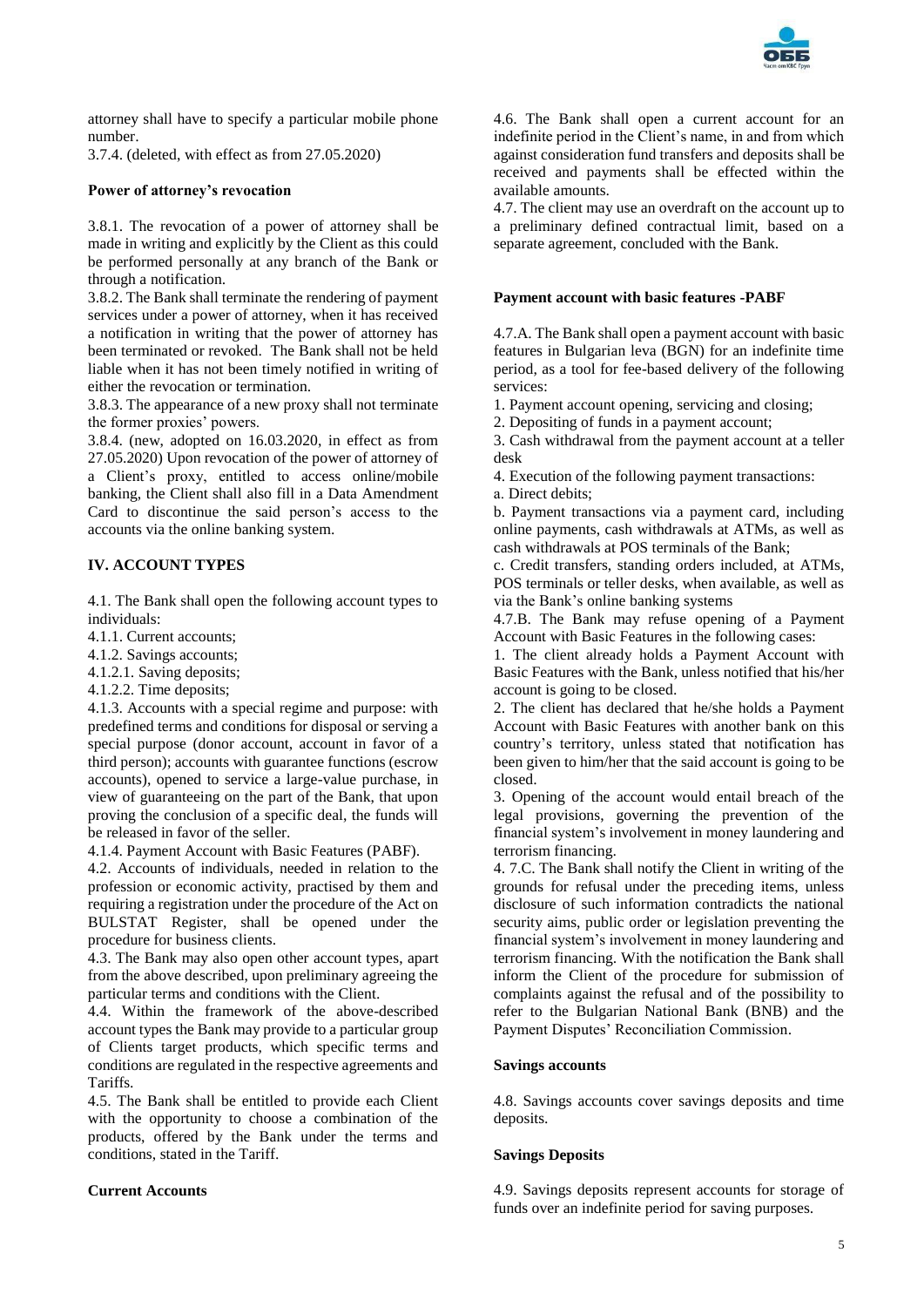attorney shall have to specify a particular mobile phone number.

3.7.4. (deleted, with effect as from 27.05.2020)

**Power of attorney's revocation**

3.8.1. The revocation of a power of attorney shall be made in writing and explicitly by the Client as this could be performed personally at any branch of the Bank or through a notification.

3.8.2. The Bank shall terminate the rendering of payment services under a power of attorney, when it has received a notification in writing that the power of attorney has been terminated or revoked. The Bank shall not be held liable when it has not been timely notified in writing of either the revocation or termination.

3.8.3. The appearance of a new proxy shall not terminate the former proxies' powers.

3.8.4. (new, adopted on 16.03.2020, in effect as from 27.05.2020) Upon revocation of the power of attorney of a Client's proxy, entitled to access online/mobile banking, the Client shall also fill in a Data Amendment Card to discontinue the said person's access to the accounts via the online banking system.

## IV. ACCOUNT TYPES

4.1. The Bank shall open the following account types to individuals:

4.1.1. Current accounts;

4.1.2. Savings accounts;

4.1.2.1. Saving deposits;

4.1.2.2. Time deposits;

4.1.3. Accounts with a special regime and purpose: with predefined terms and conditions for disposal or serving a special purpose (donor account, account in favor of a third person); accounts with guarantee functions (escrow accounts), opened to service a large-value purchase, in view of guaranteeing on the part of the Bank, that upon proving the conclusion of a specific deal, the funds will be released in favor of the seller.

4.1.4. Payment Account with Basic Features (PABF).

4.2. Accounts of individuals, needed in relation to the profession or economic activity, practised by them and requiring a registration under the procedure of the Act on BULSTAT Register, shall be opened under the procedure for business clients.

4.3. The Bank may also open other account types, apart from the above described, upon preliminary agreeing the particular terms and conditions with the Client.

4.4. Within the framework of the above-described account types the Bank may provide to a particular group of Clients target products, which specific terms and conditions are regulated in the respective agreements and Tariffs.

4.5. The Bank shall be entitled to provide each Client with the opportunity to choose a combination of the products, offered by the Bank under the terms and conditions, stated in the Tariff.

**Current Accounts**

4.6. The Bank shall open a current account for an indefinite period in the Client's name, in and from which against consideration fund transfers and deposits shall be received and payments shall be effected within the available amounts.

4.7. The client may use an overdraft on the account up to a preliminary defined contractual limit, based on a separate agreement, concluded with the Bank.

**Payment account with basic features -PABF**

4.7.A. The Bank shall open a payment account with basic features in Bulgarian leva (BGN) for an indefinite time period, as a tool for fee-based delivery of the following services:

1. Payment account opening, servicing and closing;
2. Depositing of funds in a payment account;
3. Cash withdrawal from the payment account at a teller desk
4. Execution of the following payment transactions:

a. Direct debits;

b. Payment transactions via a payment card, including online payments, cash withdrawals at ATMs, as well as cash withdrawals at POS terminals of the Bank;

c. Credit transfers, standing orders included, at ATMs, POS terminals or teller desks, when available, as well as via the Bank's online banking systems

4.7.B. The Bank may refuse opening of a Payment Account with Basic Features in the following cases:

1. The client already holds a Payment Account with Basic Features with the Bank, unless notified that his/her account is going to be closed.
2. The client has declared that he/she holds a Payment Account with Basic Features with another bank on this country's territory, unless stated that notification has been given to him/her that the said account is going to be closed.
3. Opening of the account would entail breach of the legal provisions, governing the prevention of the financial system's involvement in money laundering and terrorism financing.

4. 7.C. The Bank shall notify the Client in writing of the grounds for refusal under the preceding items, unless disclosure of such information contradicts the national security aims, public order or legislation preventing the financial system's involvement in money laundering and terrorism financing. With the notification the Bank shall inform the Client of the procedure for submission of complaints against the refusal and of the possibility to refer to the Bulgarian National Bank (BNB) and the Payment Disputes' Reconciliation Commission.

**Savings accounts**

4.8. Savings accounts cover savings deposits and time deposits.

**Savings Deposits**

4.9. Savings deposits represent accounts for storage of funds over an indefinite period for saving purposes.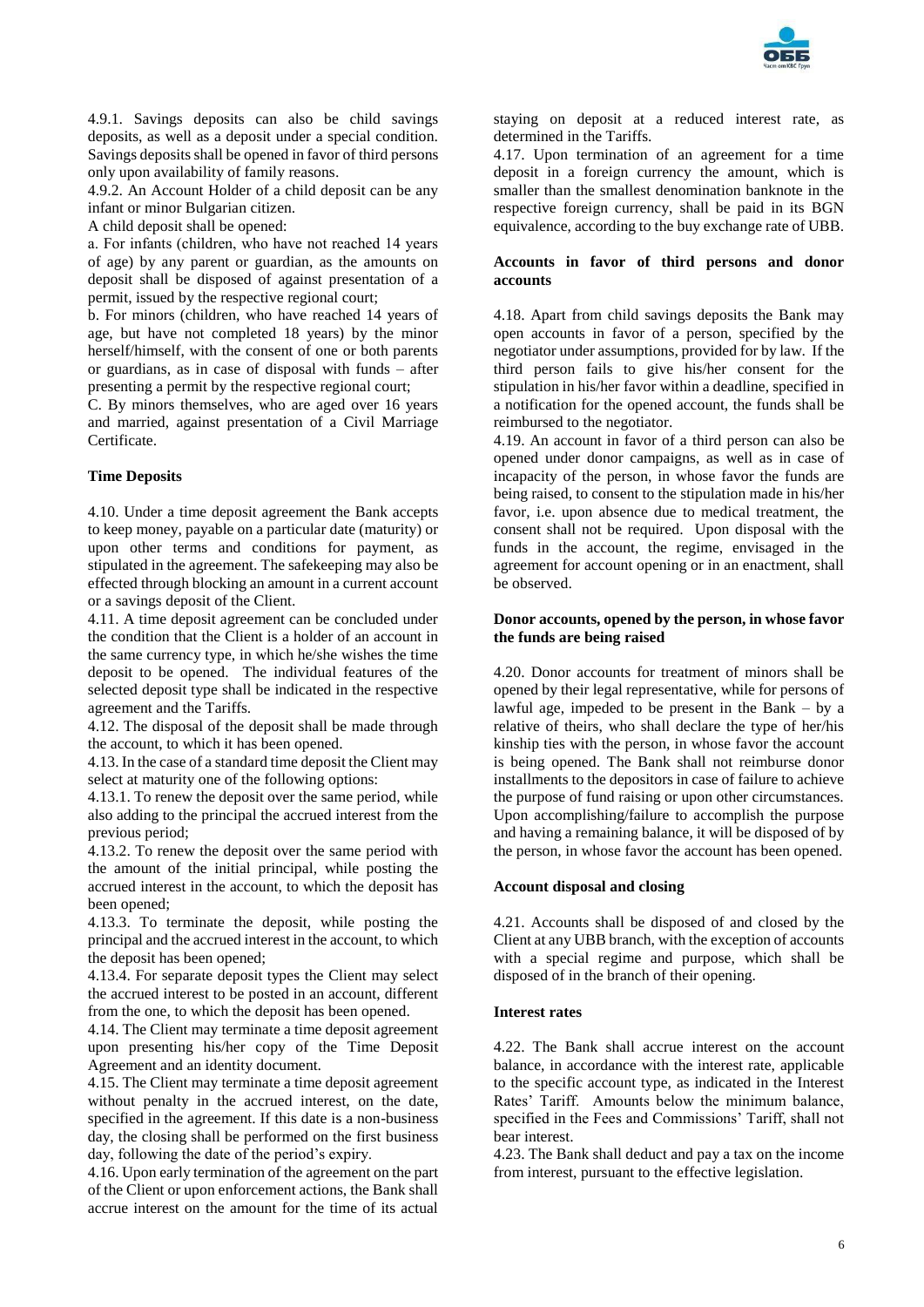4.9.1. Savings deposits can also be child savings deposits, as well as a deposit under a special condition. Savings deposits shall be opened in favor of third persons only upon availability of family reasons.

4.9.2. An Account Holder of a child deposit can be any infant or minor Bulgarian citizen.

A child deposit shall be opened:

a. For infants (children, who have not reached 14 years of age) by any parent or guardian, as the amounts on deposit shall be disposed of against presentation of a permit, issued by the respective regional court;

b. For minors (children, who have reached 14 years of age, but have not completed 18 years) by the minor herself/himself, with the consent of one or both parents or guardians, as in case of disposal with funds – after presenting a permit by the respective regional court;

C. By minors themselves, who are aged over 16 years and married, against presentation of a Civil Marriage Certificate.

**Time Deposits**

4.10. Under a time deposit agreement the Bank accepts to keep money, payable on a particular date (maturity) or upon other terms and conditions for payment, as stipulated in the agreement. The safekeeping may also be effected through blocking an amount in a current account or a savings deposit of the Client.

4.11. A time deposit agreement can be concluded under the condition that the Client is a holder of an account in the same currency type, in which he/she wishes the time deposit to be opened. The individual features of the selected deposit type shall be indicated in the respective agreement and the Tariffs.

4.12. The disposal of the deposit shall be made through the account, to which it has been opened.

4.13. In the case of a standard time deposit the Client may select at maturity one of the following options:

4.13.1. To renew the deposit over the same period, while also adding to the principal the accrued interest from the previous period;

4.13.2. To renew the deposit over the same period with the amount of the initial principal, while posting the accrued interest in the account, to which the deposit has been opened;

4.13.3. To terminate the deposit, while posting the principal and the accrued interest in the account, to which the deposit has been opened;

4.13.4. For separate deposit types the Client may select the accrued interest to be posted in an account, different from the one, to which the deposit has been opened.

4.14. The Client may terminate a time deposit agreement upon presenting his/her copy of the Time Deposit Agreement and an identity document.

4.15. The Client may terminate a time deposit agreement without penalty in the accrued interest, on the date, specified in the agreement. If this date is a non-business day, the closing shall be performed on the first business day, following the date of the period's expiry.

4.16. Upon early termination of the agreement on the part of the Client or upon enforcement actions, the Bank shall accrue interest on the amount for the time of its actual staying on deposit at a reduced interest rate, as determined in the Tariffs.

4.17. Upon termination of an agreement for a time deposit in a foreign currency the amount, which is smaller than the smallest denomination banknote in the respective foreign currency, shall be paid in its BGN equivalence, according to the buy exchange rate of UBB.

**Accounts in favor of third persons and donor accounts**

4.18. Apart from child savings deposits the Bank may open accounts in favor of a person, specified by the negotiator under assumptions, provided for by law. If the third person fails to give his/her consent for the stipulation in his/her favor within a deadline, specified in a notification for the opened account, the funds shall be reimbursed to the negotiator.

4.19. An account in favor of a third person can also be opened under donor campaigns, as well as in case of incapacity of the person, in whose favor the funds are being raised, to consent to the stipulation made in his/her favor, i.e. upon absence due to medical treatment, the consent shall not be required. Upon disposal with the funds in the account, the regime, envisaged in the agreement for account opening or in an enactment, shall be observed.

**Donor accounts, opened by the person, in whose favor the funds are being raised**

4.20. Donor accounts for treatment of minors shall be opened by their legal representative, while for persons of lawful age, impeded to be present in the Bank – by a relative of theirs, who shall declare the type of her/his kinship ties with the person, in whose favor the account is being opened. The Bank shall not reimburse donor installments to the depositors in case of failure to achieve the purpose of fund raising or upon other circumstances. Upon accomplishing/failure to accomplish the purpose and having a remaining balance, it will be disposed of by the person, in whose favor the account has been opened.

**Account disposal and closing**

4.21. Accounts shall be disposed of and closed by the Client at any UBB branch, with the exception of accounts with a special regime and purpose, which shall be disposed of in the branch of their opening.

**Interest rates**

4.22. The Bank shall accrue interest on the account balance, in accordance with the interest rate, applicable to the specific account type, as indicated in the Interest Rates' Tariff. Amounts below the minimum balance, specified in the Fees and Commissions' Tariff, shall not bear interest.

4.23. The Bank shall deduct and pay a tax on the income from interest, pursuant to the effective legislation.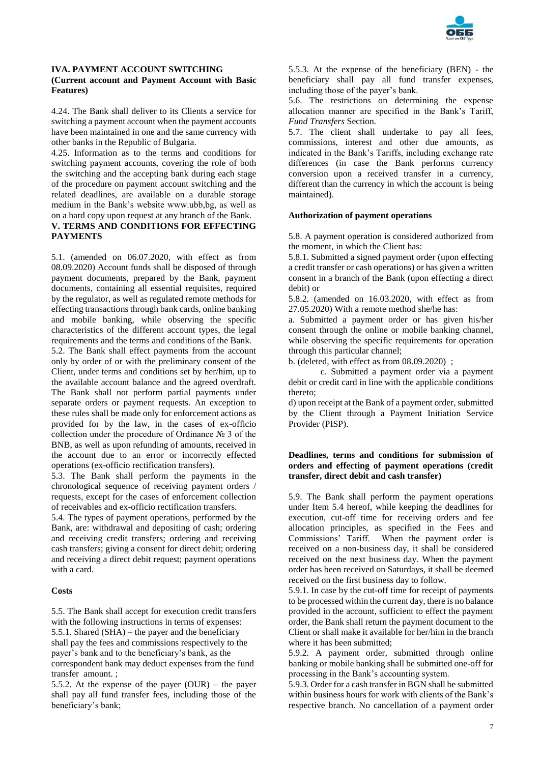**IVA. PAYMENT ACCOUNT SWITCHING (Current account and Payment Account with Basic Features)**

4.24. The Bank shall deliver to its Clients a service for switching a payment account when the payment accounts have been maintained in one and the same currency with other banks in the Republic of Bulgaria.

4.25. Information as to the terms and conditions for switching payment accounts, covering the role of both the switching and the accepting bank during each stage of the procedure on payment account switching and the related deadlines, are available on a durable storage medium in the Bank's website www.ubb,bg, as well as on a hard copy upon request at any branch of the Bank.

**V. TERMS AND CONDITIONS FOR EFFECTING PAYMENTS**

5.1. (amended on 06.07.2020, with effect as from 08.09.2020) Account funds shall be disposed of through payment documents, prepared by the Bank, payment documents, containing all essential requisites, required by the regulator, as well as regulated remote methods for effecting transactions through bank cards, online banking and mobile banking, while observing the specific characteristics of the different account types, the legal requirements and the terms and conditions of the Bank.

5.2. The Bank shall effect payments from the account only by order of or with the preliminary consent of the Client, under terms and conditions set by her/him, up to the available account balance and the agreed overdraft. The Bank shall not perform partial payments under separate orders or payment requests. An exception to these rules shall be made only for enforcement actions as provided for by the law, in the cases of ex-officio collection under the procedure of Ordinance № 3 of the BNB, as well as upon refunding of amounts, received in the account due to an error or incorrectly effected operations (ex-officio rectification transfers).

5.3. The Bank shall perform the payments in the chronological sequence of receiving payment orders / requests, except for the cases of enforcement collection of receivables and ex-officio rectification transfers.

5.4. The types of payment operations, performed by the Bank, are: withdrawal and depositing of cash; ordering and receiving credit transfers; ordering and receiving cash transfers; giving a consent for direct debit; ordering and receiving a direct debit request; payment operations with a card.

**Costs**

5.5. The Bank shall accept for execution credit transfers with the following instructions in terms of expenses:

5.5.1. Shared (SHA) – the payer and the beneficiary shall pay the fees and commissions respectively to the payer's bank and to the beneficiary's bank, as the correspondent bank may deduct expenses from the fund transfer amount. ;

5.5.2. At the expense of the payer (OUR) – the payer shall pay all fund transfer fees, including those of the beneficiary's bank;

5.5.3. At the expense of the beneficiary (BEN) - the beneficiary shall pay all fund transfer expenses, including those of the payer's bank.

5.6. The restrictions on determining the expense allocation manner are specified in the Bank's Tariff, *Fund Transfers* Section.

5.7. The client shall undertake to pay all fees, commissions, interest and other due amounts, as indicated in the Bank's Tariffs, including exchange rate differences (in case the Bank performs currency conversion upon a received transfer in a currency, different than the currency in which the account is being maintained).

**Authorization of payment operations**

5.8. A payment operation is considered authorized from the moment, in which the Client has:

5.8.1. Submitted a signed payment order (upon effecting a credit transfer or cash operations) or has given a written consent in a branch of the Bank (upon effecting a direct debit) or

5.8.2. (amended on 16.03.2020, with effect as from 27.05.2020) With a remote method she/he has:

a. Submitted a payment order or has given his/her consent through the online or mobile banking channel, while observing the specific requirements for operation through this particular channel;

b. (deleted, with effect as from 08.09.2020) ;

c. Submitted a payment order via a payment debit or credit card in line with the applicable conditions thereto;

d) upon receipt at the Bank of a payment order, submitted by the Client through a Payment Initiation Service Provider (PISP).

**Deadlines, terms and conditions for submission of orders and effecting of payment operations (credit transfer, direct debit and cash transfer)**

5.9. The Bank shall perform the payment operations under Item 5.4 hereof, while keeping the deadlines for execution, cut-off time for receiving orders and fee allocation principles, as specified in the Fees and Commissions' Tariff. When the payment order is received on a non-business day, it shall be considered received on the next business day. When the payment order has been received on Saturdays, it shall be deemed received on the first business day to follow.

5.9.1. In case by the cut-off time for receipt of payments to be processed within the current day, there is no balance provided in the account, sufficient to effect the payment order, the Bank shall return the payment document to the Client or shall make it available for her/him in the branch where it has been submitted;

5.9.2. A payment order, submitted through online banking or mobile banking shall be submitted one-off for processing in the Bank's accounting system.

5.9.3. Order for a cash transfer in BGN shall be submitted within business hours for work with clients of the Bank's respective branch. No cancellation of a payment order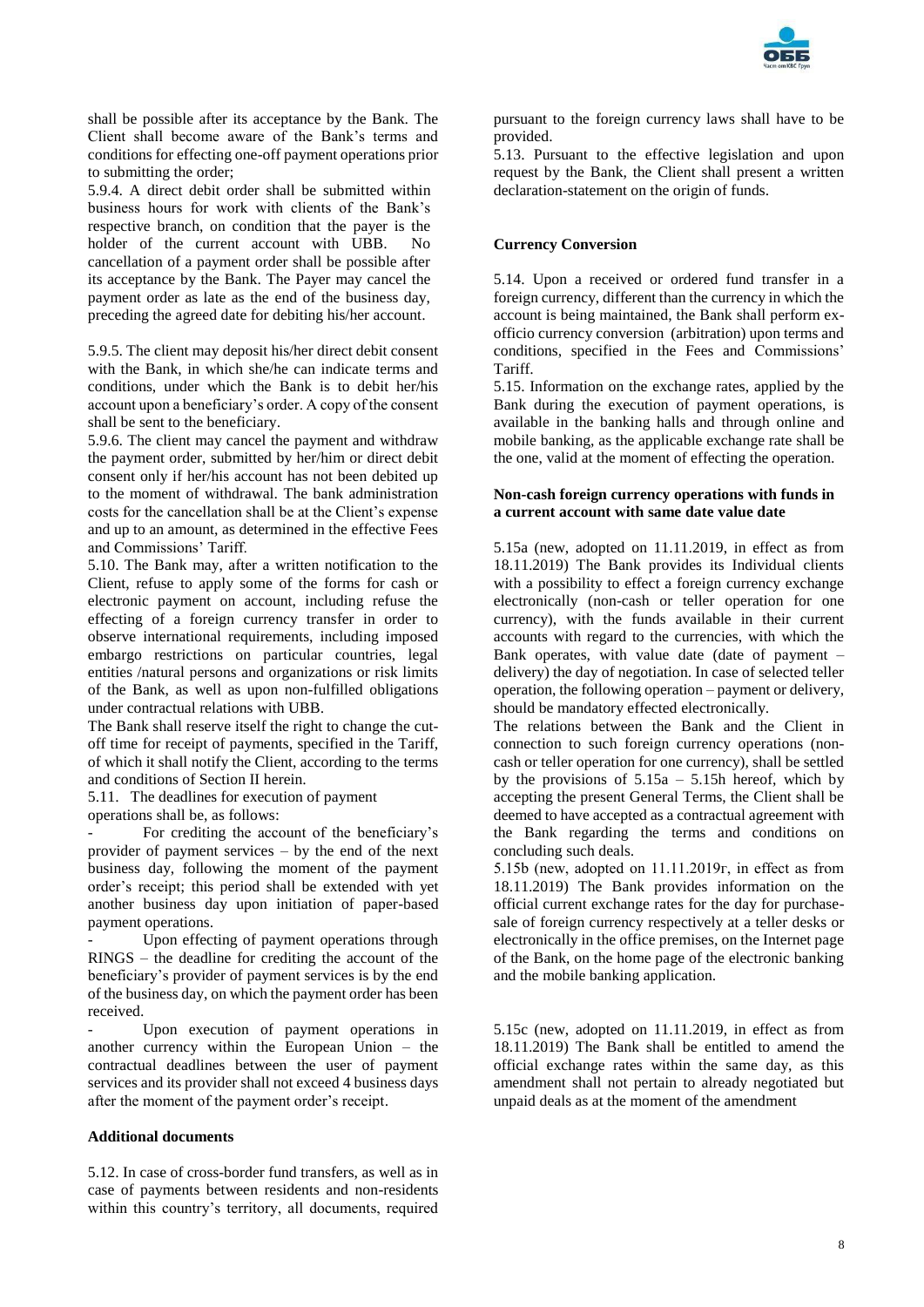shall be possible after its acceptance by the Bank. The Client shall become aware of the Bank's terms and conditions for effecting one-off payment operations prior to submitting the order;

5.9.4. A direct debit order shall be submitted within business hours for work with clients of the Bank's respective branch, on condition that the payer is the holder of the current account with UBB. No cancellation of a payment order shall be possible after its acceptance by the Bank. The Payer may cancel the payment order as late as the end of the business day, preceding the agreed date for debiting his/her account.

5.9.5. The client may deposit his/her direct debit consent with the Bank, in which she/he can indicate terms and conditions, under which the Bank is to debit her/his account upon a beneficiary's order. A copy of the consent shall be sent to the beneficiary.

5.9.6. The client may cancel the payment and withdraw the payment order, submitted by her/him or direct debit consent only if her/his account has not been debited up to the moment of withdrawal. The bank administration costs for the cancellation shall be at the Client's expense and up to an amount, as determined in the effective Fees and Commissions' Tariff.

5.10. The Bank may, after a written notification to the Client, refuse to apply some of the forms for cash or electronic payment on account, including refuse the effecting of a foreign currency transfer in order to observe international requirements, including imposed embargo restrictions on particular countries, legal entities /natural persons and organizations or risk limits of the Bank, as well as upon non-fulfilled obligations under contractual relations with UBB.

The Bank shall reserve itself the right to change the cut-off time for receipt of payments, specified in the Tariff, of which it shall notify the Client, according to the terms and conditions of Section II herein.

5.11. The deadlines for execution of payment operations shall be, as follows:

- For crediting the account of the beneficiary's provider of payment services – by the end of the next business day, following the moment of the payment order's receipt; this period shall be extended with yet another business day upon initiation of paper-based payment operations.
- Upon effecting of payment operations through RINGS – the deadline for crediting the account of the beneficiary's provider of payment services is by the end of the business day, on which the payment order has been received.
- Upon execution of payment operations in another currency within the European Union – the contractual deadlines between the user of payment services and its provider shall not exceed 4 business days after the moment of the payment order's receipt.

**Additional documents**

5.12. In case of cross-border fund transfers, as well as in case of payments between residents and non-residents within this country's territory, all documents, required pursuant to the foreign currency laws shall have to be provided.

5.13. Pursuant to the effective legislation and upon request by the Bank, the Client shall present a written declaration-statement on the origin of funds.

**Currency Conversion**

5.14. Upon a received or ordered fund transfer in a foreign currency, different than the currency in which the account is being maintained, the Bank shall perform ex-officio currency conversion (arbitration) upon terms and conditions, specified in the Fees and Commissions' Tariff.

5.15. Information on the exchange rates, applied by the Bank during the execution of payment operations, is available in the banking halls and through online and mobile banking, as the applicable exchange rate shall be the one, valid at the moment of effecting the operation.

**Non-cash foreign currency operations with funds in a current account with same date value date**

5.15a (new, adopted on 11.11.2019, in effect as from 18.11.2019) The Bank provides its Individual clients with a possibility to effect a foreign currency exchange electronically (non-cash or teller operation for one currency), with the funds available in their current accounts with regard to the currencies, with which the Bank operates, with value date (date of payment – delivery) the day of negotiation. In case of selected teller operation, the following operation – payment or delivery, should be mandatory effected electronically.

The relations between the Bank and the Client in connection to such foreign currency operations (non-cash or teller operation for one currency), shall be settled by the provisions of 5.15a – 5.15h hereof, which by accepting the present General Terms, the Client shall be deemed to have accepted as a contractual agreement with the Bank regarding the terms and conditions on concluding such deals.

5.15b (new, adopted on 11.11.2019г, in effect as from 18.11.2019) The Bank provides information on the official current exchange rates for the day for purchase-sale of foreign currency respectively at a teller desks or electronically in the office premises, on the Internet page of the Bank, on the home page of the electronic banking and the mobile banking application.

5.15c (new, adopted on 11.11.2019, in effect as from 18.11.2019) The Bank shall be entitled to amend the official exchange rates within the same day, as this amendment shall not pertain to already negotiated but unpaid deals as at the moment of the amendment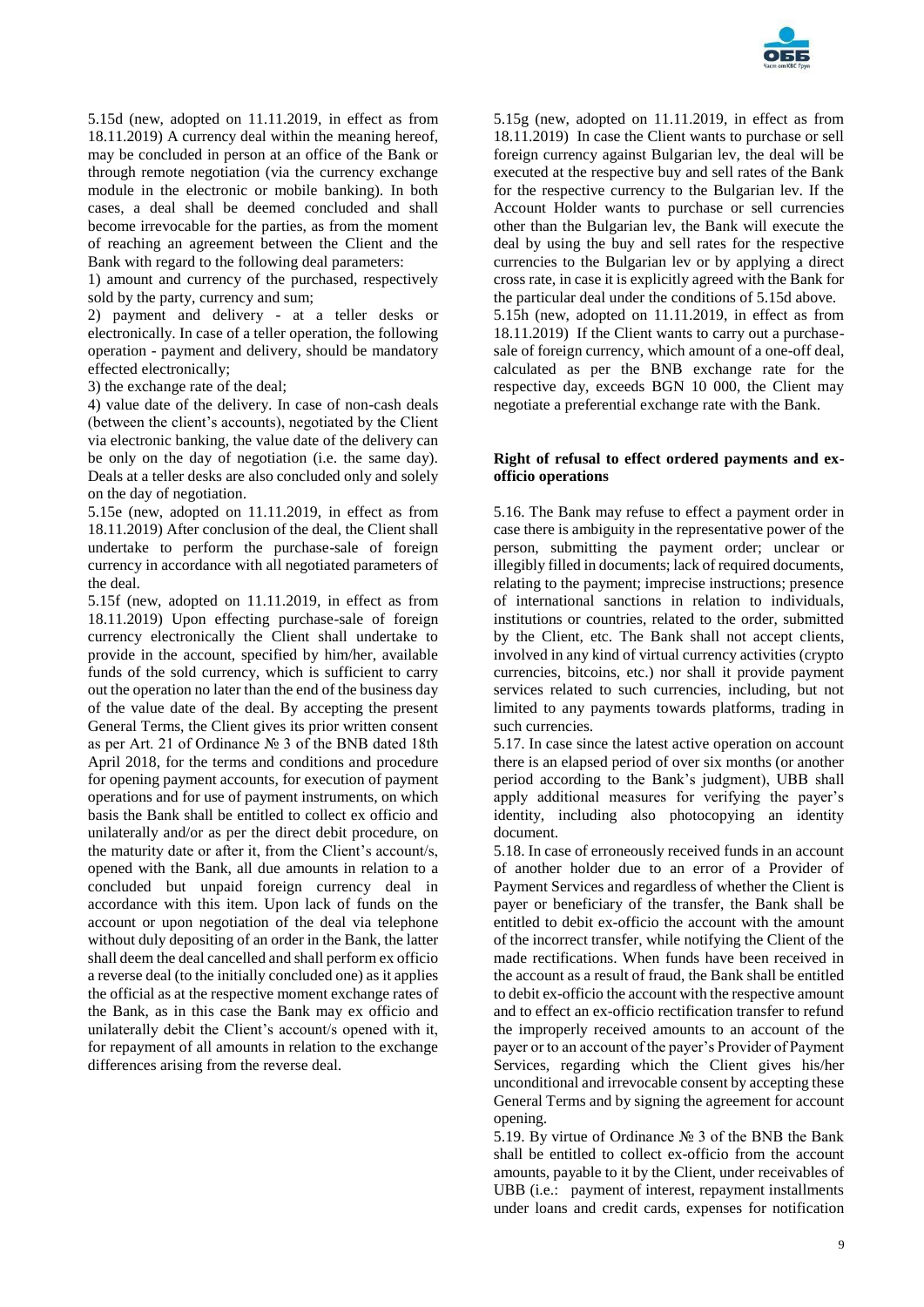5.15d (new, adopted on 11.11.2019, in effect as from 18.11.2019) A currency deal within the meaning hereof, may be concluded in person at an office of the Bank or through remote negotiation (via the currency exchange module in the electronic or mobile banking). In both cases, a deal shall be deemed concluded and shall become irrevocable for the parties, as from the moment of reaching an agreement between the Client and the Bank with regard to the following deal parameters:

1) amount and currency of the purchased, respectively sold by the party, currency and sum;

2) payment and delivery - at a teller desks or electronically. In case of a teller operation, the following operation - payment and delivery, should be mandatory effected electronically;

3) the exchange rate of the deal;

4) value date of the delivery. In case of non-cash deals (between the client's accounts), negotiated by the Client via electronic banking, the value date of the delivery can be only on the day of negotiation (i.e. the same day). Deals at a teller desks are also concluded only and solely on the day of negotiation.

5.15e (new, adopted on 11.11.2019, in effect as from 18.11.2019) After conclusion of the deal, the Client shall undertake to perform the purchase-sale of foreign currency in accordance with all negotiated parameters of the deal.

5.15f (new, adopted on 11.11.2019, in effect as from 18.11.2019) Upon effecting purchase-sale of foreign currency electronically the Client shall undertake to provide in the account, specified by him/her, available funds of the sold currency, which is sufficient to carry out the operation no later than the end of the business day of the value date of the deal. By accepting the present General Terms, the Client gives its prior written consent as per Art. 21 of Ordinance № 3 of the BNB dated 18th April 2018, for the terms and conditions and procedure for opening payment accounts, for execution of payment operations and for use of payment instruments, on which basis the Bank shall be entitled to collect ex officio and unilaterally and/or as per the direct debit procedure, on the maturity date or after it, from the Client's account/s, opened with the Bank, all due amounts in relation to a concluded but unpaid foreign currency deal in accordance with this item. Upon lack of funds on the account or upon negotiation of the deal via telephone without duly depositing of an order in the Bank, the latter shall deem the deal cancelled and shall perform ex officio a reverse deal (to the initially concluded one) as it applies the official as at the respective moment exchange rates of the Bank, as in this case the Bank may ex officio and unilaterally debit the Client's account/s opened with it, for repayment of all amounts in relation to the exchange differences arising from the reverse deal.

5.15g (new, adopted on 11.11.2019, in effect as from 18.11.2019) In case the Client wants to purchase or sell foreign currency against Bulgarian lev, the deal will be executed at the respective buy and sell rates of the Bank for the respective currency to the Bulgarian lev. If the Account Holder wants to purchase or sell currencies other than the Bulgarian lev, the Bank will execute the deal by using the buy and sell rates for the respective currencies to the Bulgarian lev or by applying a direct cross rate, in case it is explicitly agreed with the Bank for the particular deal under the conditions of 5.15d above.

5.15h (new, adopted on 11.11.2019, in effect as from 18.11.2019) If the Client wants to carry out a purchase-sale of foreign currency, which amount of a one-off deal, calculated as per the BNB exchange rate for the respective day, exceeds BGN 10 000, the Client may negotiate a preferential exchange rate with the Bank.

**Right of refusal to effect ordered payments and ex-officio operations**

5.16. The Bank may refuse to effect a payment order in case there is ambiguity in the representative power of the person, submitting the payment order; unclear or illegibly filled in documents; lack of required documents, relating to the payment; imprecise instructions; presence of international sanctions in relation to individuals, institutions or countries, related to the order, submitted by the Client, etc. The Bank shall not accept clients, involved in any kind of virtual currency activities (crypto currencies, bitcoins, etc.) nor shall it provide payment services related to such currencies, including, but not limited to any payments towards platforms, trading in such currencies.

5.17. In case since the latest active operation on account there is an elapsed period of over six months (or another period according to the Bank's judgment), UBB shall apply additional measures for verifying the payer's identity, including also photocopying an identity document.

5.18. In case of erroneously received funds in an account of another holder due to an error of a Provider of Payment Services and regardless of whether the Client is payer or beneficiary of the transfer, the Bank shall be entitled to debit ex-officio the account with the amount of the incorrect transfer, while notifying the Client of the made rectifications. When funds have been received in the account as a result of fraud, the Bank shall be entitled to debit ex-officio the account with the respective amount and to effect an ex-officio rectification transfer to refund the improperly received amounts to an account of the payer or to an account of the payer's Provider of Payment Services, regarding which the Client gives his/her unconditional and irrevocable consent by accepting these General Terms and by signing the agreement for account opening.

5.19. By virtue of Ordinance № 3 of the BNB the Bank shall be entitled to collect ex-officio from the account amounts, payable to it by the Client, under receivables of UBB (i.e.: payment of interest, repayment installments under loans and credit cards, expenses for notification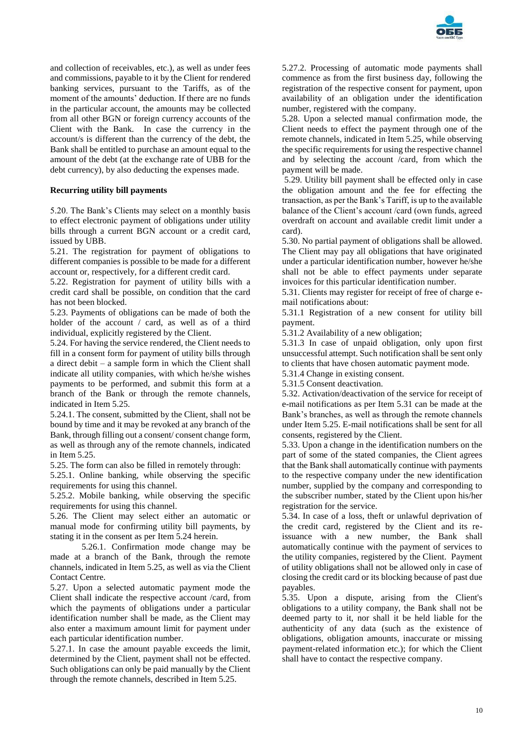and collection of receivables, etc.), as well as under fees and commissions, payable to it by the Client for rendered banking services, pursuant to the Tariffs, as of the moment of the amounts' deduction. If there are no funds in the particular account, the amounts may be collected from all other BGN or foreign currency accounts of the Client with the Bank. In case the currency in the account/s is different than the currency of the debt, the Bank shall be entitled to purchase an amount equal to the amount of the debt (at the exchange rate of UBB for the debt currency), by also deducting the expenses made.

**Recurring utility bill payments**

5.20. The Bank's Clients may select on a monthly basis to effect electronic payment of obligations under utility bills through a current BGN account or a credit card, issued by UBB.

5.21. The registration for payment of obligations to different companies is possible to be made for a different account or, respectively, for a different credit card.

5.22. Registration for payment of utility bills with a credit card shall be possible, on condition that the card has not been blocked.

5.23. Payments of obligations can be made of both the holder of the account / card, as well as of a third individual, explicitly registered by the Client.

5.24. For having the service rendered, the Client needs to fill in a consent form for payment of utility bills through a direct debit – a sample form in which the Client shall indicate all utility companies, with which he/she wishes payments to be performed, and submit this form at a branch of the Bank or through the remote channels, indicated in Item 5.25.

5.24.1. The consent, submitted by the Client, shall not be bound by time and it may be revoked at any branch of the Bank, through filling out a consent/ consent change form, as well as through any of the remote channels, indicated in Item 5.25.

5.25. The form can also be filled in remotely through:

5.25.1. Online banking, while observing the specific requirements for using this channel.

5.25.2. Mobile banking, while observing the specific requirements for using this channel.

5.26. The Client may select either an automatic or manual mode for confirming utility bill payments, by stating it in the consent as per Item 5.24 herein.

5.26.1. Confirmation mode change may be made at a branch of the Bank, through the remote channels, indicated in Item 5.25, as well as via the Client Contact Centre.

5.27. Upon a selected automatic payment mode the Client shall indicate the respective account /card, from which the payments of obligations under a particular identification number shall be made, as the Client may also enter a maximum amount limit for payment under each particular identification number.

5.27.1. In case the amount payable exceeds the limit, determined by the Client, payment shall not be effected. Such obligations can only be paid manually by the Client through the remote channels, described in Item 5.25.

5.27.2. Processing of automatic mode payments shall commence as from the first business day, following the registration of the respective consent for payment, upon availability of an obligation under the identification number, registered with the company.

5.28. Upon a selected manual confirmation mode, the Client needs to effect the payment through one of the remote channels, indicated in Item 5.25, while observing the specific requirements for using the respective channel and by selecting the account /card, from which the payment will be made.

5.29. Utility bill payment shall be effected only in case the obligation amount and the fee for effecting the transaction, as per the Bank's Tariff, is up to the available balance of the Client's account /card (own funds, agreed overdraft on account and available credit limit under a card).

5.30. No partial payment of obligations shall be allowed. The Client may pay all obligations that have originated under a particular identification number, however he/she shall not be able to effect payments under separate invoices for this particular identification number.

5.31. Clients may register for receipt of free of charge e-mail notifications about:

5.31.1 Registration of a new consent for utility bill payment.

5.31.2 Availability of a new obligation;

5.31.3 In case of unpaid obligation, only upon first unsuccessful attempt. Such notification shall be sent only to clients that have chosen automatic payment mode.

5.31.4 Change in existing consent.

5.31.5 Consent deactivation.

5.32. Activation/deactivation of the service for receipt of e-mail notifications as per Item 5.31 can be made at the Bank's branches, as well as through the remote channels under Item 5.25. E-mail notifications shall be sent for all consents, registered by the Client.

5.33. Upon a change in the identification numbers on the part of some of the stated companies, the Client agrees that the Bank shall automatically continue with payments to the respective company under the new identification number, supplied by the company and corresponding to the subscriber number, stated by the Client upon his/her registration for the service.

5.34. In case of a loss, theft or unlawful deprivation of the credit card, registered by the Client and its re-issuance with a new number, the Bank shall automatically continue with the payment of services to the utility companies, registered by the Client. Payment of utility obligations shall not be allowed only in case of closing the credit card or its blocking because of past due payables.

5.35. Upon a dispute, arising from the Client's obligations to a utility company, the Bank shall not be deemed party to it, nor shall it be held liable for the authenticity of any data (such as the existence of obligations, obligation amounts, inaccurate or missing payment-related information etc.); for which the Client shall have to contact the respective company.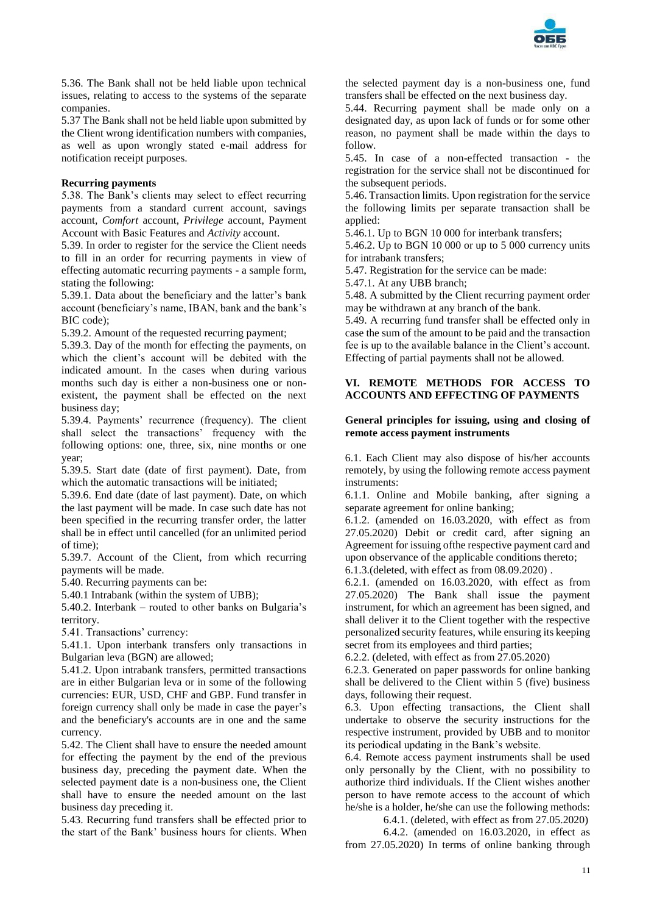5.36. The Bank shall not be held liable upon technical issues, relating to access to the systems of the separate companies.

5.37 The Bank shall not be held liable upon submitted by the Client wrong identification numbers with companies, as well as upon wrongly stated e-mail address for notification receipt purposes.

**Recurring payments**

5.38. The Bank's clients may select to effect recurring payments from a standard current account, savings account, *Comfort* account, *Privilege* account, Payment Account with Basic Features and *Activity* account.

5.39. In order to register for the service the Client needs to fill in an order for recurring payments in view of effecting automatic recurring payments - a sample form, stating the following:

5.39.1. Data about the beneficiary and the latter's bank account (beneficiary's name, IBAN, bank and the bank's BIC code);

5.39.2. Amount of the requested recurring payment;

5.39.3. Day of the month for effecting the payments, on which the client's account will be debited with the indicated amount. In the cases when during various months such day is either a non-business one or non-existent, the payment shall be effected on the next business day;

5.39.4. Payments' recurrence (frequency). The client shall select the transactions' frequency with the following options: one, three, six, nine months or one year;

5.39.5. Start date (date of first payment). Date, from which the automatic transactions will be initiated;

5.39.6. End date (date of last payment). Date, on which the last payment will be made. In case such date has not been specified in the recurring transfer order, the latter shall be in effect until cancelled (for an unlimited period of time);

5.39.7. Account of the Client, from which recurring payments will be made.

5.40. Recurring payments can be:

5.40.1 Intrabank (within the system of UBB);

5.40.2. Interbank – routed to other banks on Bulgaria's territory.

5.41. Transactions' currency:

5.41.1. Upon interbank transfers only transactions in Bulgarian leva (BGN) are allowed;

5.41.2. Upon intrabank transfers, permitted transactions are in either Bulgarian leva or in some of the following currencies: EUR, USD, CHF and GBP. Fund transfer in foreign currency shall only be made in case the payer's and the beneficiary's accounts are in one and the same currency.

5.42. The Client shall have to ensure the needed amount for effecting the payment by the end of the previous business day, preceding the payment date. When the selected payment date is a non-business one, the Client shall have to ensure the needed amount on the last business day preceding it.

5.43. Recurring fund transfers shall be effected prior to the start of the Bank' business hours for clients. When the selected payment day is a non-business one, fund transfers shall be effected on the next business day.

5.44. Recurring payment shall be made only on a designated day, as upon lack of funds or for some other reason, no payment shall be made within the days to follow.

5.45. In case of a non-effected transaction - the registration for the service shall not be discontinued for the subsequent periods.

5.46. Transaction limits. Upon registration for the service the following limits per separate transaction shall be applied:

5.46.1. Up to BGN 10 000 for interbank transfers;

5.46.2. Up to BGN 10 000 or up to 5 000 currency units for intrabank transfers;

5.47. Registration for the service can be made:

5.47.1. At any UBB branch;

5.48. A submitted by the Client recurring payment order may be withdrawn at any branch of the bank.

5.49. A recurring fund transfer shall be effected only in case the sum of the amount to be paid and the transaction fee is up to the available balance in the Client's account. Effecting of partial payments shall not be allowed.

## VI. REMOTE METHODS FOR ACCESS TO ACCOUNTS AND EFFECTING OF PAYMENTS

**General principles for issuing, using and closing of remote access payment instruments**

6.1. Each Client may also dispose of his/her accounts remotely, by using the following remote access payment instruments:

6.1.1. Online and Mobile banking, after signing a separate agreement for online banking;

6.1.2. (amended on 16.03.2020, with effect as from 27.05.2020) Debit or credit card, after signing an Agreement for issuing ofthe respective payment card and upon observance of the applicable conditions thereto;

6.1.3.(deleted, with effect as from 08.09.2020) .

6.2.1. (amended on 16.03.2020, with effect as from 27.05.2020) The Bank shall issue the payment instrument, for which an agreement has been signed, and shall deliver it to the Client together with the respective personalized security features, while ensuring its keeping secret from its employees and third parties;

6.2.2. (deleted, with effect as from 27.05.2020)

6.2.3. Generated on paper passwords for online banking shall be delivered to the Client within 5 (five) business days, following their request.

6.3. Upon effecting transactions, the Client shall undertake to observe the security instructions for the respective instrument, provided by UBB and to monitor its periodical updating in the Bank's website.

6.4. Remote access payment instruments shall be used only personally by the Client, with no possibility to authorize third individuals. If the Client wishes another person to have remote access to the account of which he/she is a holder, he/she can use the following methods:

6.4.1. (deleted, with effect as from 27.05.2020)

6.4.2. (amended on 16.03.2020, in effect as from 27.05.2020) In terms of online banking through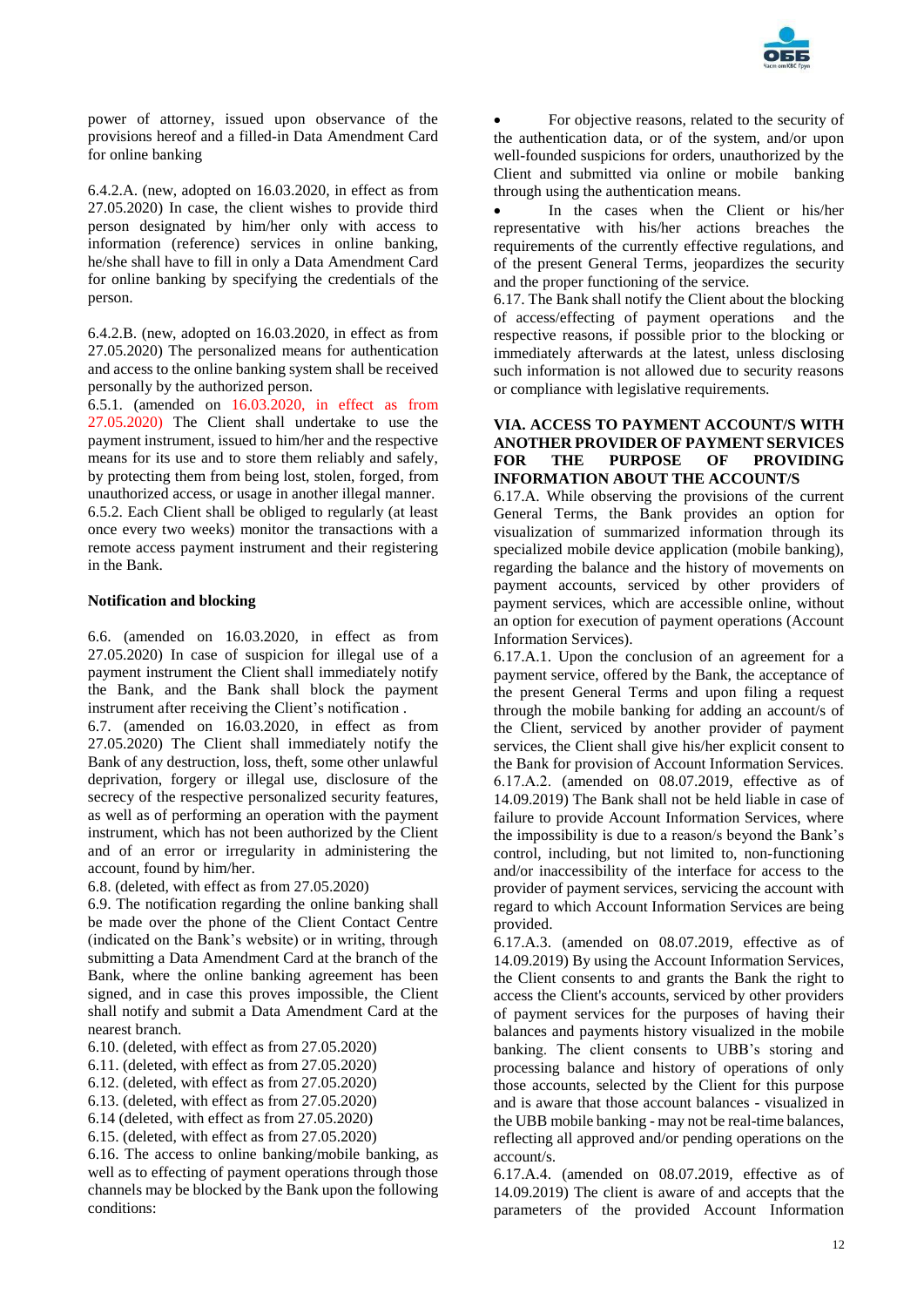power of attorney, issued upon observance of the provisions hereof and a filled-in Data Amendment Card for online banking

6.4.2.A. (new, adopted on 16.03.2020, in effect as from 27.05.2020) In case, the client wishes to provide third person designated by him/her only with access to information (reference) services in online banking, he/she shall have to fill in only a Data Amendment Card for online banking by specifying the credentials of the person.

6.4.2.B. (new, adopted on 16.03.2020, in effect as from 27.05.2020) The personalized means for authentication and access to the online banking system shall be received personally by the authorized person.

6.5.1. (amended on 16.03.2020, in effect as from 27.05.2020) The Client shall undertake to use the payment instrument, issued to him/her and the respective means for its use and to store them reliably and safely, by protecting them from being lost, stolen, forged, from unauthorized access, or usage in another illegal manner.

6.5.2. Each Client shall be obliged to regularly (at least once every two weeks) monitor the transactions with a remote access payment instrument and their registering in the Bank.

**Notification and blocking**

6.6. (amended on 16.03.2020, in effect as from 27.05.2020) In case of suspicion for illegal use of a payment instrument the Client shall immediately notify the Bank, and the Bank shall block the payment instrument after receiving the Client's notification .

6.7. (amended on 16.03.2020, in effect as from 27.05.2020) The Client shall immediately notify the Bank of any destruction, loss, theft, some other unlawful deprivation, forgery or illegal use, disclosure of the secrecy of the respective personalized security features, as well as of performing an operation with the payment instrument, which has not been authorized by the Client and of an error or irregularity in administering the account, found by him/her.

6.8. (deleted, with effect as from 27.05.2020)

6.9. The notification regarding the online banking shall be made over the phone of the Client Contact Centre (indicated on the Bank's website) or in writing, through submitting a Data Amendment Card at the branch of the Bank, where the online banking agreement has been signed, and in case this proves impossible, the Client shall notify and submit a Data Amendment Card at the nearest branch.

6.10. (deleted, with effect as from 27.05.2020)

6.11. (deleted, with effect as from 27.05.2020)

6.12. (deleted, with effect as from 27.05.2020)

6.13. (deleted, with effect as from 27.05.2020)

6.14 (deleted, with effect as from 27.05.2020)

6.15. (deleted, with effect as from 27.05.2020)

6.16. The access to online banking/mobile banking, as well as to effecting of payment operations through those channels may be blocked by the Bank upon the following conditions:

- For objective reasons, related to the security of the authentication data, or of the system, and/or upon well-founded suspicions for orders, unauthorized by the Client and submitted via online or mobile banking through using the authentication means.
- In the cases when the Client or his/her representative with his/her actions breaches the requirements of the currently effective regulations, and of the present General Terms, jeopardizes the security and the proper functioning of the service.

6.17. The Bank shall notify the Client about the blocking of access/effecting of payment operations and the respective reasons, if possible prior to the blocking or immediately afterwards at the latest, unless disclosing such information is not allowed due to security reasons or compliance with legislative requirements.

## VIA. ACCESS TO PAYMENT ACCOUNT/S WITH ANOTHER PROVIDER OF PAYMENT SERVICES FOR THE PURPOSE OF PROVIDING INFORMATION ABOUT THE ACCOUNT/S

6.17.A. While observing the provisions of the current General Terms, the Bank provides an option for visualization of summarized information through its specialized mobile device application (mobile banking), regarding the balance and the history of movements on payment accounts, serviced by other providers of payment services, which are accessible online, without an option for execution of payment operations (Account Information Services).

6.17.A.1. Upon the conclusion of an agreement for a payment service, offered by the Bank, the acceptance of the present General Terms and upon filing a request through the mobile banking for adding an account/s of the Client, serviced by another provider of payment services, the Client shall give his/her explicit consent to the Bank for provision of Account Information Services.

6.17.A.2. (amended on 08.07.2019, effective as of 14.09.2019) The Bank shall not be held liable in case of failure to provide Account Information Services, where the impossibility is due to a reason/s beyond the Bank's control, including, but not limited to, non-functioning and/or inaccessibility of the interface for access to the provider of payment services, servicing the account with regard to which Account Information Services are being provided.

6.17.A.3. (amended on 08.07.2019, effective as of 14.09.2019) By using the Account Information Services, the Client consents to and grants the Bank the right to access the Client's accounts, serviced by other providers of payment services for the purposes of having their balances and payments history visualized in the mobile banking. The client consents to UBB's storing and processing balance and history of operations of only those accounts, selected by the Client for this purpose and is aware that those account balances - visualized in the UBB mobile banking - may not be real-time balances, reflecting all approved and/or pending operations on the account/s.

6.17.A.4. (amended on 08.07.2019, effective as of 14.09.2019) The client is aware of and accepts that the parameters of the provided Account Information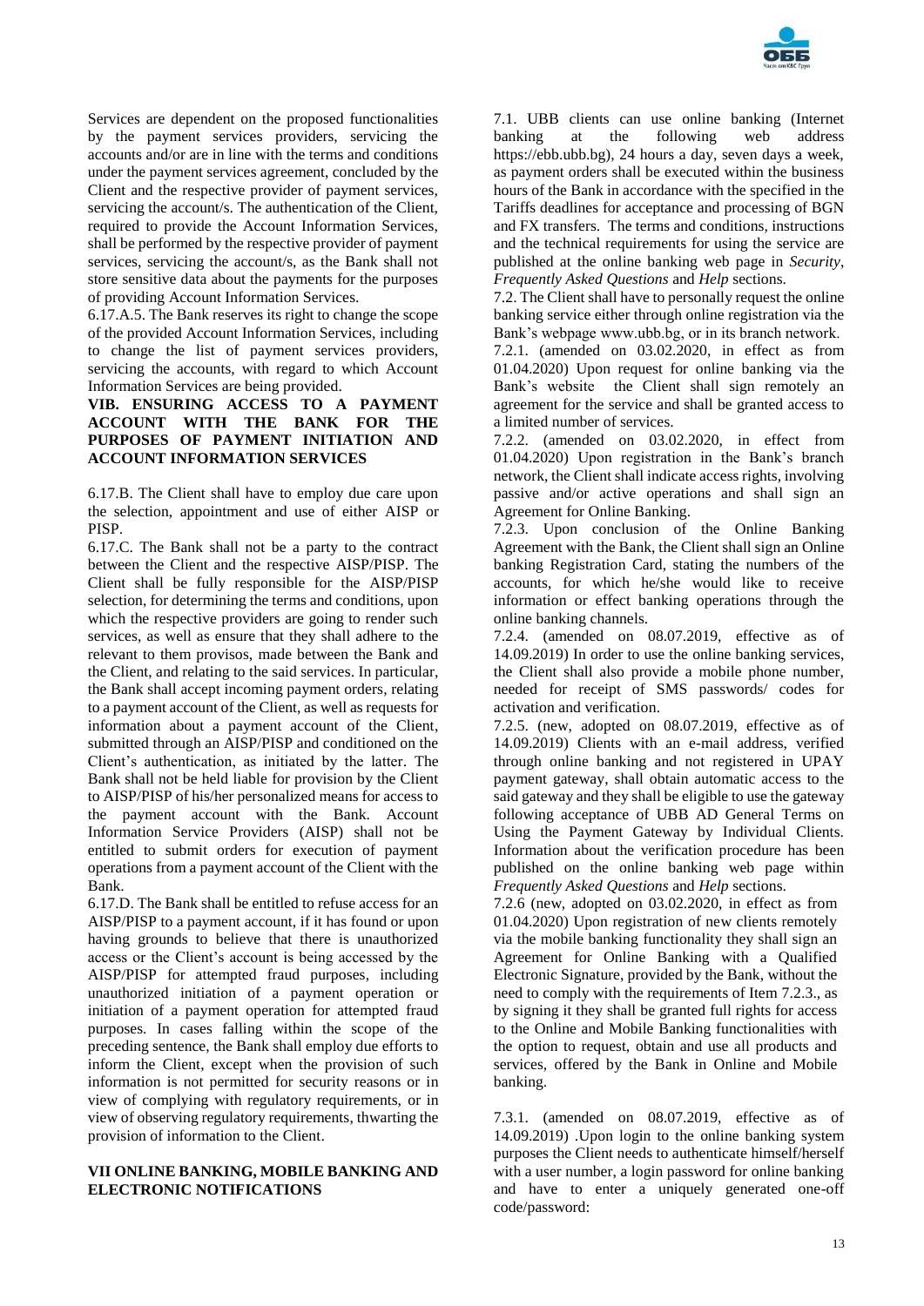Services are dependent on the proposed functionalities by the payment services providers, servicing the accounts and/or are in line with the terms and conditions under the payment services agreement, concluded by the Client and the respective provider of payment services, servicing the account/s. The authentication of the Client, required to provide the Account Information Services, shall be performed by the respective provider of payment services, servicing the account/s, as the Bank shall not store sensitive data about the payments for the purposes of providing Account Information Services.

6.17.A.5. The Bank reserves its right to change the scope of the provided Account Information Services, including to change the list of payment services providers, servicing the accounts, with regard to which Account Information Services are being provided.

**VIB. ENSURING ACCESS TO A PAYMENT ACCOUNT WITH THE BANK FOR THE PURPOSES OF PAYMENT INITIATION AND ACCOUNT INFORMATION SERVICES**

6.17.B. The Client shall have to employ due care upon the selection, appointment and use of either AISP or PISP.

6.17.C. The Bank shall not be a party to the contract between the Client and the respective AISP/PISP. The Client shall be fully responsible for the AISP/PISP selection, for determining the terms and conditions, upon which the respective providers are going to render such services, as well as ensure that they shall adhere to the relevant to them provisos, made between the Bank and the Client, and relating to the said services. In particular, the Bank shall accept incoming payment orders, relating to a payment account of the Client, as well as requests for information about a payment account of the Client, submitted through an AISP/PISP and conditioned on the Client's authentication, as initiated by the latter. The Bank shall not be held liable for provision by the Client to AISP/PISP of his/her personalized means for access to the payment account with the Bank. Account Information Service Providers (AISP) shall not be entitled to submit orders for execution of payment operations from a payment account of the Client with the Bank.

6.17.D. The Bank shall be entitled to refuse access for an AISP/PISP to a payment account, if it has found or upon having grounds to believe that there is unauthorized access or the Client's account is being accessed by the AISP/PISP for attempted fraud purposes, including unauthorized initiation of a payment operation or initiation of a payment operation for attempted fraud purposes. In cases falling within the scope of the preceding sentence, the Bank shall employ due efforts to inform the Client, except when the provision of such information is not permitted for security reasons or in view of complying with regulatory requirements, or in view of observing regulatory requirements, thwarting the provision of information to the Client.

**VII ONLINE BANKING, MOBILE BANKING AND ELECTRONIC NOTIFICATIONS**

7.1. UBB clients can use online banking (Internet banking at the following web address https://ebb.ubb.bg), 24 hours a day, seven days a week, as payment orders shall be executed within the business hours of the Bank in accordance with the specified in the Tariffs deadlines for acceptance and processing of BGN and FX transfers. The terms and conditions, instructions and the technical requirements for using the service are published at the online banking web page in *Security*, *Frequently Asked Questions* and *Help* sections.

7.2. The Client shall have to personally request the online banking service either through online registration via the Bank's webpage www.ubb.bg, or in its branch network.

7.2.1. (amended on 03.02.2020, in effect as from 01.04.2020) Upon request for online banking via the Bank's website the Client shall sign remotely an agreement for the service and shall be granted access to a limited number of services.

7.2.2. (amended on 03.02.2020, in effect from 01.04.2020) Upon registration in the Bank's branch network, the Client shall indicate access rights, involving passive and/or active operations and shall sign an Agreement for Online Banking.

7.2.3. Upon conclusion of the Online Banking Agreement with the Bank, the Client shall sign an Online banking Registration Card, stating the numbers of the accounts, for which he/she would like to receive information or effect banking operations through the online banking channels.

7.2.4. (amended on 08.07.2019, effective as of 14.09.2019) In order to use the online banking services, the Client shall also provide a mobile phone number, needed for receipt of SMS passwords/ codes for activation and verification.

7.2.5. (new, adopted on 08.07.2019, effective as of 14.09.2019) Clients with an e-mail address, verified through online banking and not registered in UPAY payment gateway, shall obtain automatic access to the said gateway and they shall be eligible to use the gateway following acceptance of UBB AD General Terms on Using the Payment Gateway by Individual Clients. Information about the verification procedure has been published on the online banking web page within *Frequently Asked Questions* and *Help* sections.

7.2.6 (new, adopted on 03.02.2020, in effect as from 01.04.2020) Upon registration of new clients remotely via the mobile banking functionality they shall sign an Agreement for Online Banking with a Qualified Electronic Signature, provided by the Bank, without the need to comply with the requirements of Item 7.2.3., as by signing it they shall be granted full rights for access to the Online and Mobile Banking functionalities with the option to request, obtain and use all products and services, offered by the Bank in Online and Mobile banking.

7.3.1. (amended on 08.07.2019, effective as of 14.09.2019) .Upon login to the online banking system purposes the Client needs to authenticate himself/herself with a user number, a login password for online banking and have to enter a uniquely generated one-off code/password: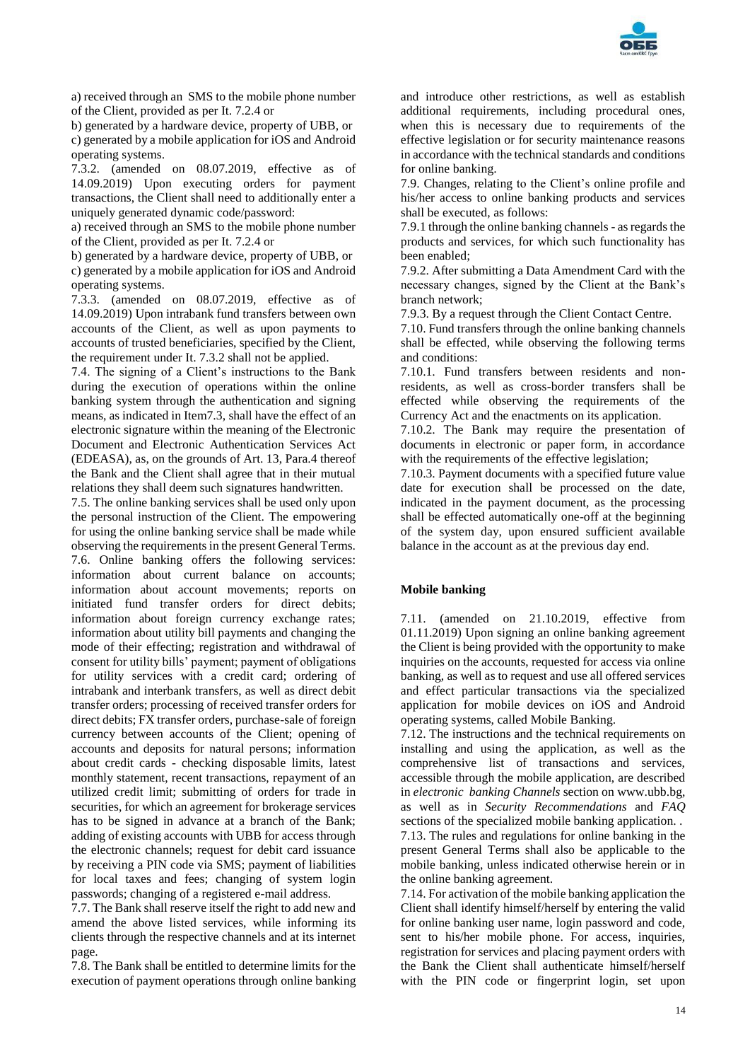a) received through an SMS to the mobile phone number of the Client, provided as per It. 7.2.4 or

b) generated by a hardware device, property of UBB, or

c) generated by a mobile application for iOS and Android operating systems.

7.3.2. (amended on 08.07.2019, effective as of 14.09.2019) Upon executing orders for payment transactions, the Client shall need to additionally enter a uniquely generated dynamic code/password:

a) received through an SMS to the mobile phone number of the Client, provided as per It. 7.2.4 or

b) generated by a hardware device, property of UBB, or

c) generated by a mobile application for iOS and Android operating systems.

7.3.3. (amended on 08.07.2019, effective as of 14.09.2019) Upon intrabank fund transfers between own accounts of the Client, as well as upon payments to accounts of trusted beneficiaries, specified by the Client, the requirement under It. 7.3.2 shall not be applied.

7.4. The signing of a Client's instructions to the Bank during the execution of operations within the online banking system through the authentication and signing means, as indicated in Item7.3, shall have the effect of an electronic signature within the meaning of the Electronic Document and Electronic Authentication Services Act (EDEASA), as, on the grounds of Art. 13, Para.4 thereof the Bank and the Client shall agree that in their mutual relations they shall deem such signatures handwritten.

7.5. The online banking services shall be used only upon the personal instruction of the Client. The empowering for using the online banking service shall be made while observing the requirements in the present General Terms.

7.6. Online banking offers the following services: information about current balance on accounts; information about account movements; reports on initiated fund transfer orders for direct debits; information about foreign currency exchange rates; information about utility bill payments and changing the mode of their effecting; registration and withdrawal of consent for utility bills' payment; payment of obligations for utility services with a credit card; ordering of intrabank and interbank transfers, as well as direct debit transfer orders; processing of received transfer orders for direct debits; FX transfer orders, purchase-sale of foreign currency between accounts of the Client; opening of accounts and deposits for natural persons; information about credit cards - checking disposable limits, latest monthly statement, recent transactions, repayment of an utilized credit limit; submitting of orders for trade in securities, for which an agreement for brokerage services has to be signed in advance at a branch of the Bank; adding of existing accounts with UBB for access through the electronic channels; request for debit card issuance by receiving a PIN code via SMS; payment of liabilities for local taxes and fees; changing of system login passwords; changing of a registered e-mail address.

7.7. The Bank shall reserve itself the right to add new and amend the above listed services, while informing its clients through the respective channels and at its internet page.

7.8. The Bank shall be entitled to determine limits for the execution of payment operations through online banking and introduce other restrictions, as well as establish additional requirements, including procedural ones, when this is necessary due to requirements of the effective legislation or for security maintenance reasons in accordance with the technical standards and conditions for online banking.

7.9. Changes, relating to the Client's online profile and his/her access to online banking products and services shall be executed, as follows:

7.9.1 through the online banking channels - as regards the products and services, for which such functionality has been enabled;

7.9.2. After submitting a Data Amendment Card with the necessary changes, signed by the Client at the Bank's branch network;

7.9.3. By a request through the Client Contact Centre.

7.10. Fund transfers through the online banking channels shall be effected, while observing the following terms and conditions:

7.10.1. Fund transfers between residents and non-residents, as well as cross-border transfers shall be effected while observing the requirements of the Currency Act and the enactments on its application.

7.10.2. The Bank may require the presentation of documents in electronic or paper form, in accordance with the requirements of the effective legislation;

7.10.3. Payment documents with a specified future value date for execution shall be processed on the date, indicated in the payment document, as the processing shall be effected automatically one-off at the beginning of the system day, upon ensured sufficient available balance in the account as at the previous day end.

**Mobile banking**

7.11. (amended on 21.10.2019, effective from 01.11.2019) Upon signing an online banking agreement the Client is being provided with the opportunity to make inquiries on the accounts, requested for access via online banking, as well as to request and use all offered services and effect particular transactions via the specialized application for mobile devices on iOS and Android operating systems, called Mobile Banking.

7.12. The instructions and the technical requirements on installing and using the application, as well as the comprehensive list of transactions and services, accessible through the mobile application, are described in *electronic banking Channels* section on www.ubb.bg, as well as in *Security Recommendations* and *FAQ* sections of the specialized mobile banking application. .

7.13. The rules and regulations for online banking in the present General Terms shall also be applicable to the mobile banking, unless indicated otherwise herein or in the online banking agreement.

7.14. For activation of the mobile banking application the Client shall identify himself/herself by entering the valid for online banking user name, login password and code, sent to his/her mobile phone. For access, inquiries, registration for services and placing payment orders with the Bank the Client shall authenticate himself/herself with the PIN code or fingerprint login, set upon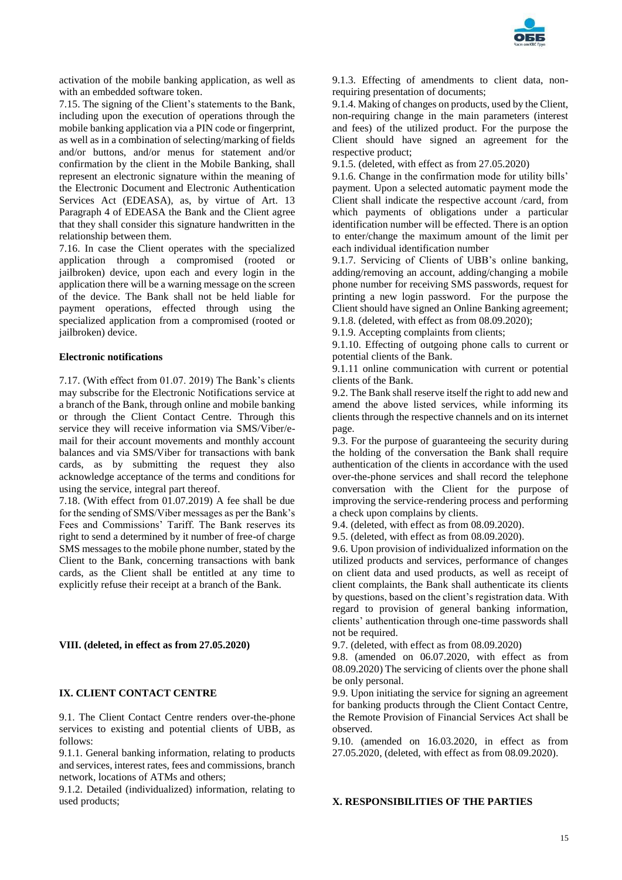activation of the mobile banking application, as well as with an embedded software token.

7.15. The signing of the Client's statements to the Bank, including upon the execution of operations through the mobile banking application via a PIN code or fingerprint, as well as in a combination of selecting/marking of fields and/or buttons, and/or menus for statement and/or confirmation by the client in the Mobile Banking, shall represent an electronic signature within the meaning of the Electronic Document and Electronic Authentication Services Act (EDEASA), as, by virtue of Art. 13 Paragraph 4 of EDEASA the Bank and the Client agree that they shall consider this signature handwritten in the relationship between them.

7.16. In case the Client operates with the specialized application through a compromised (rooted or jailbroken) device, upon each and every login in the application there will be a warning message on the screen of the device. The Bank shall not be held liable for payment operations, effected through using the specialized application from a compromised (rooted or jailbroken) device.

**Electronic notifications**

7.17. (With effect from 01.07. 2019) The Bank's clients may subscribe for the Electronic Notifications service at a branch of the Bank, through online and mobile banking or through the Client Contact Centre. Through this service they will receive information via SMS/Viber/e-mail for their account movements and monthly account balances and via SMS/Viber for transactions with bank cards, as by submitting the request they also acknowledge acceptance of the terms and conditions for using the service, integral part thereof.

7.18. (With effect from 01.07.2019) A fee shall be due for the sending of SMS/Viber messages as per the Bank's Fees and Commissions' Tariff. The Bank reserves its right to send a determined by it number of free-of charge SMS messages to the mobile phone number, stated by the Client to the Bank, concerning transactions with bank cards, as the Client shall be entitled at any time to explicitly refuse their receipt at a branch of the Bank.

## VIII. (deleted, in effect as from 27.05.2020)

## IX. CLIENT CONTACT CENTRE

9.1. The Client Contact Centre renders over-the-phone services to existing and potential clients of UBB, as follows:

9.1.1. General banking information, relating to products and services, interest rates, fees and commissions, branch network, locations of ATMs and others;

9.1.2. Detailed (individualized) information, relating to used products;

9.1.3. Effecting of amendments to client data, non-requiring presentation of documents;

9.1.4. Making of changes on products, used by the Client, non-requiring change in the main parameters (interest and fees) of the utilized product. For the purpose the Client should have signed an agreement for the respective product;

9.1.5. (deleted, with effect as from 27.05.2020)

9.1.6. Change in the confirmation mode for utility bills' payment. Upon a selected automatic payment mode the Client shall indicate the respective account /card, from which payments of obligations under a particular identification number will be effected. There is an option to enter/change the maximum amount of the limit per each individual identification number

9.1.7. Servicing of Clients of UBB's online banking, adding/removing an account, adding/changing a mobile phone number for receiving SMS passwords, request for printing a new login password. For the purpose the Client should have signed an Online Banking agreement;

9.1.8. (deleted, with effect as from 08.09.2020);

9.1.9. Accepting complaints from clients;

9.1.10. Effecting of outgoing phone calls to current or potential clients of the Bank.

9.1.11 online communication with current or potential clients of the Bank.

9.2. The Bank shall reserve itself the right to add new and amend the above listed services, while informing its clients through the respective channels and on its internet page.

9.3. For the purpose of guaranteeing the security during the holding of the conversation the Bank shall require authentication of the clients in accordance with the used over-the-phone services and shall record the telephone conversation with the Client for the purpose of improving the service-rendering process and performing a check upon complains by clients.

9.4. (deleted, with effect as from 08.09.2020).

9.5. (deleted, with effect as from 08.09.2020).

9.6. Upon provision of individualized information on the utilized products and services, performance of changes on client data and used products, as well as receipt of client complaints, the Bank shall authenticate its clients by questions, based on the client's registration data. With regard to provision of general banking information, clients' authentication through one-time passwords shall not be required.

9.7. (deleted, with effect as from 08.09.2020)

9.8. (amended on 06.07.2020, with effect as from 08.09.2020) The servicing of clients over the phone shall be only personal.

9.9. Upon initiating the service for signing an agreement for banking products through the Client Contact Centre, the Remote Provision of Financial Services Act shall be observed.

9.10. (amended on 16.03.2020, in effect as from 27.05.2020, (deleted, with effect as from 08.09.2020).

## X. RESPONSIBILITIES OF THE PARTIES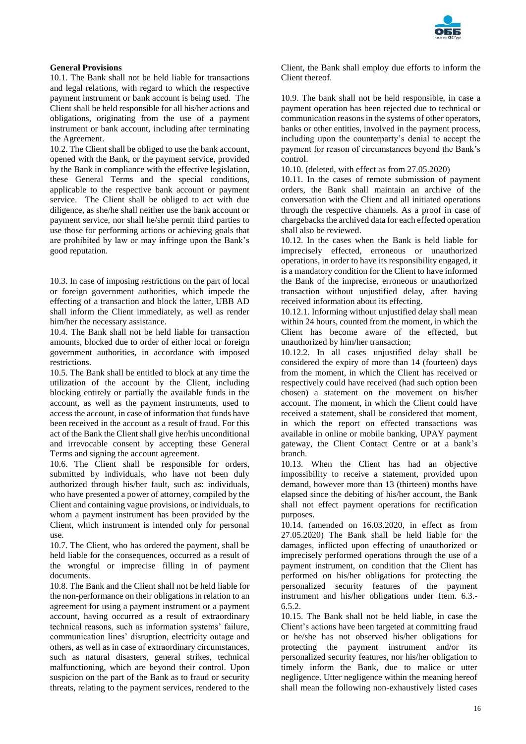**General Provisions**

10.1. The Bank shall not be held liable for transactions and legal relations, with regard to which the respective payment instrument or bank account is being used. The Client shall be held responsible for all his/her actions and obligations, originating from the use of a payment instrument or bank account, including after terminating the Agreement.

10.2. The Client shall be obliged to use the bank account, opened with the Bank, or the payment service, provided by the Bank in compliance with the effective legislation, these General Terms and the special conditions, applicable to the respective bank account or payment service. The Client shall be obliged to act with due diligence, as she/he shall neither use the bank account or payment service, nor shall he/she permit third parties to use those for performing actions or achieving goals that are prohibited by law or may infringe upon the Bank's good reputation.

10.3. In case of imposing restrictions on the part of local or foreign government authorities, which impede the effecting of a transaction and block the latter, UBB AD shall inform the Client immediately, as well as render him/her the necessary assistance.

10.4. The Bank shall not be held liable for transaction amounts, blocked due to order of either local or foreign government authorities, in accordance with imposed restrictions.

10.5. The Bank shall be entitled to block at any time the utilization of the account by the Client, including blocking entirely or partially the available funds in the account, as well as the payment instruments, used to access the account, in case of information that funds have been received in the account as a result of fraud. For this act of the Bank the Client shall give her/his unconditional and irrevocable consent by accepting these General Terms and signing the account agreement.

10.6. The Client shall be responsible for orders, submitted by individuals, who have not been duly authorized through his/her fault, such as: individuals, who have presented a power of attorney, compiled by the Client and containing vague provisions, or individuals, to whom a payment instrument has been provided by the Client, which instrument is intended only for personal use.

10.7. The Client, who has ordered the payment, shall be held liable for the consequences, occurred as a result of the wrongful or imprecise filling in of payment documents.

10.8. The Bank and the Client shall not be held liable for the non-performance on their obligations in relation to an agreement for using a payment instrument or a payment account, having occurred as a result of extraordinary technical reasons, such as information systems' failure, communication lines' disruption, electricity outage and others, as well as in case of extraordinary circumstances, such as natural disasters, general strikes, technical malfunctioning, which are beyond their control. Upon suspicion on the part of the Bank as to fraud or security threats, relating to the payment services, rendered to the Client, the Bank shall employ due efforts to inform the Client thereof.

10.9. The bank shall not be held responsible, in case a payment operation has been rejected due to technical or communication reasons in the systems of other operators, banks or other entities, involved in the payment process, including upon the counterparty's denial to accept the payment for reason of circumstances beyond the Bank's control.

10.10. (deleted, with effect as from 27.05.2020)

10.11. In the cases of remote submission of payment orders, the Bank shall maintain an archive of the conversation with the Client and all initiated operations through the respective channels. As a proof in case of chargebacks the archived data for each effected operation shall also be reviewed.

10.12. In the cases when the Bank is held liable for imprecisely effected, erroneous or unauthorized operations, in order to have its responsibility engaged, it is a mandatory condition for the Client to have informed the Bank of the imprecise, erroneous or unauthorized transaction without unjustified delay, after having received information about its effecting.

10.12.1. Informing without unjustified delay shall mean within 24 hours, counted from the moment, in which the Client has become aware of the effected, but unauthorized by him/her transaction;

10.12.2. In all cases unjustified delay shall be considered the expiry of more than 14 (fourteen) days from the moment, in which the Client has received or respectively could have received (had such option been chosen) a statement on the movement on his/her account. The moment, in which the Client could have received a statement, shall be considered that moment, in which the report on effected transactions was available in online or mobile banking, UPAY payment gateway, the Client Contact Centre or at a bank's branch.

10.13. When the Client has had an objective impossibility to receive a statement, provided upon demand, however more than 13 (thirteen) months have elapsed since the debiting of his/her account, the Bank shall not effect payment operations for rectification purposes.

10.14. (amended on 16.03.2020, in effect as from 27.05.2020) The Bank shall be held liable for the damages, inflicted upon effecting of unauthorized or imprecisely performed operations through the use of a payment instrument, on condition that the Client has performed on his/her obligations for protecting the personalized security features of the payment instrument and his/her obligations under Item. 6.3.-6.5.2.

10.15. The Bank shall not be held liable, in case the Client's actions have been targeted at committing fraud or he/she has not observed his/her obligations for protecting the payment instrument and/or its personalized security features, nor his/her obligation to timely inform the Bank, due to malice or utter negligence. Utter negligence within the meaning hereof shall mean the following non-exhaustively listed cases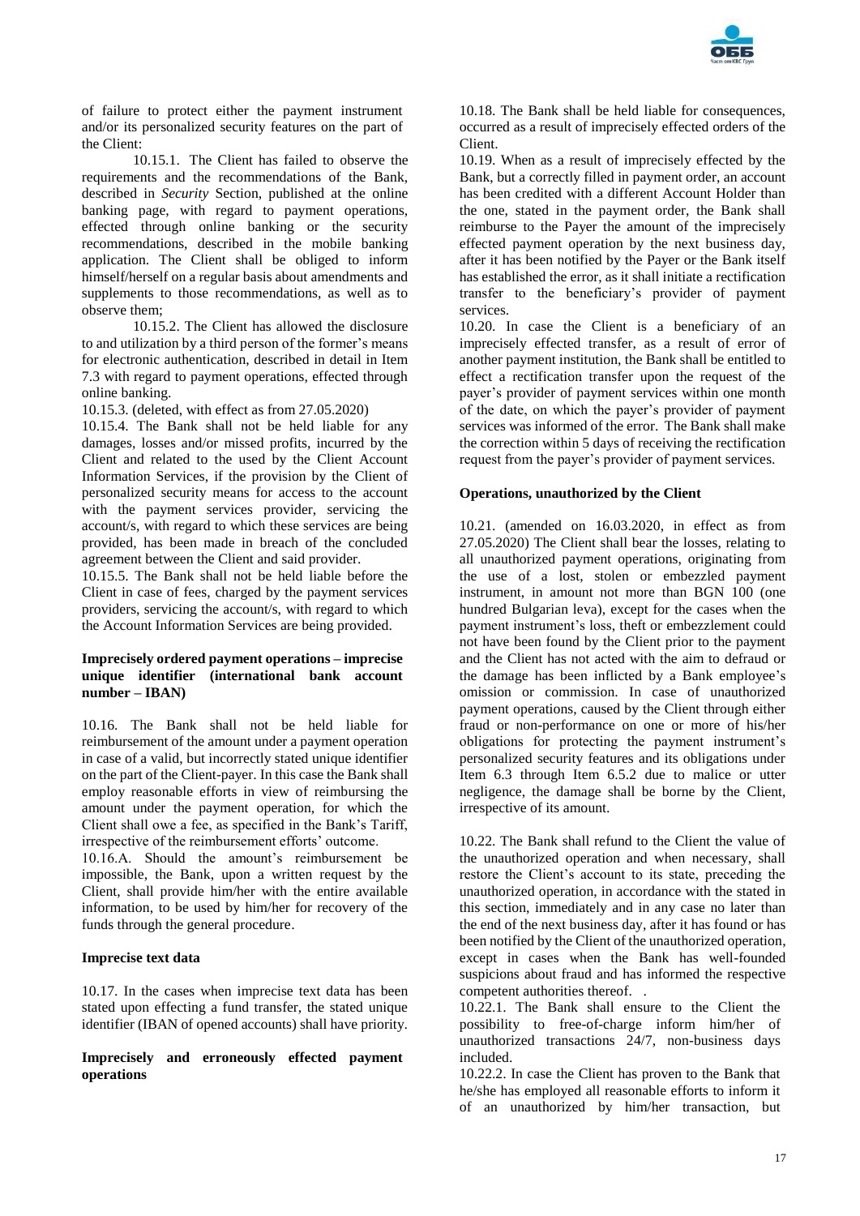of failure to protect either the payment instrument and/or its personalized security features on the part of the Client:

10.15.1. The Client has failed to observe the requirements and the recommendations of the Bank, described in *Security* Section, published at the online banking page, with regard to payment operations, effected through online banking or the security recommendations, described in the mobile banking application. The Client shall be obliged to inform himself/herself on a regular basis about amendments and supplements to those recommendations, as well as to observe them;

10.15.2. The Client has allowed the disclosure to and utilization by a third person of the former's means for electronic authentication, described in detail in Item 7.3 with regard to payment operations, effected through online banking.

10.15.3. (deleted, with effect as from 27.05.2020)

10.15.4. The Bank shall not be held liable for any damages, losses and/or missed profits, incurred by the Client and related to the used by the Client Account Information Services, if the provision by the Client of personalized security means for access to the account with the payment services provider, servicing the account/s, with regard to which these services are being provided, has been made in breach of the concluded agreement between the Client and said provider.

10.15.5. The Bank shall not be held liable before the Client in case of fees, charged by the payment services providers, servicing the account/s, with regard to which the Account Information Services are being provided.

**Imprecisely ordered payment operations – imprecise unique identifier (international bank account number – IBAN)**

10.16. The Bank shall not be held liable for reimbursement of the amount under a payment operation in case of a valid, but incorrectly stated unique identifier on the part of the Client-payer. In this case the Bank shall employ reasonable efforts in view of reimbursing the amount under the payment operation, for which the Client shall owe a fee, as specified in the Bank's Tariff, irrespective of the reimbursement efforts' outcome.

10.16.A. Should the amount's reimbursement be impossible, the Bank, upon a written request by the Client, shall provide him/her with the entire available information, to be used by him/her for recovery of the funds through the general procedure.

**Imprecise text data**

10.17. In the cases when imprecise text data has been stated upon effecting a fund transfer, the stated unique identifier (IBAN of opened accounts) shall have priority.

**Imprecisely and erroneously effected payment operations**

10.18. The Bank shall be held liable for consequences, occurred as a result of imprecisely effected orders of the Client.

10.19. When as a result of imprecisely effected by the Bank, but a correctly filled in payment order, an account has been credited with a different Account Holder than the one, stated in the payment order, the Bank shall reimburse to the Payer the amount of the imprecisely effected payment operation by the next business day, after it has been notified by the Payer or the Bank itself has established the error, as it shall initiate a rectification transfer to the beneficiary's provider of payment services.

10.20. In case the Client is a beneficiary of an imprecisely effected transfer, as a result of error of another payment institution, the Bank shall be entitled to effect a rectification transfer upon the request of the payer's provider of payment services within one month of the date, on which the payer's provider of payment services was informed of the error. The Bank shall make the correction within 5 days of receiving the rectification request from the payer's provider of payment services.

**Operations, unauthorized by the Client**

10.21. (amended on 16.03.2020, in effect as from 27.05.2020) The Client shall bear the losses, relating to all unauthorized payment operations, originating from the use of a lost, stolen or embezzled payment instrument, in amount not more than BGN 100 (one hundred Bulgarian leva), except for the cases when the payment instrument's loss, theft or embezzlement could not have been found by the Client prior to the payment and the Client has not acted with the aim to defraud or the damage has been inflicted by a Bank employee's omission or commission. In case of unauthorized payment operations, caused by the Client through either fraud or non-performance on one or more of his/her obligations for protecting the payment instrument's personalized security features and its obligations under Item 6.3 through Item 6.5.2 due to malice or utter negligence, the damage shall be borne by the Client, irrespective of its amount.

10.22. The Bank shall refund to the Client the value of the unauthorized operation and when necessary, shall restore the Client's account to its state, preceding the unauthorized operation, in accordance with the stated in this section, immediately and in any case no later than the end of the next business day, after it has found or has been notified by the Client of the unauthorized operation, except in cases when the Bank has well-founded suspicions about fraud and has informed the respective competent authorities thereof. .

10.22.1. The Bank shall ensure to the Client the possibility to free-of-charge inform him/her of unauthorized transactions 24/7, non-business days included.

10.22.2. In case the Client has proven to the Bank that he/she has employed all reasonable efforts to inform it of an unauthorized by him/her transaction, but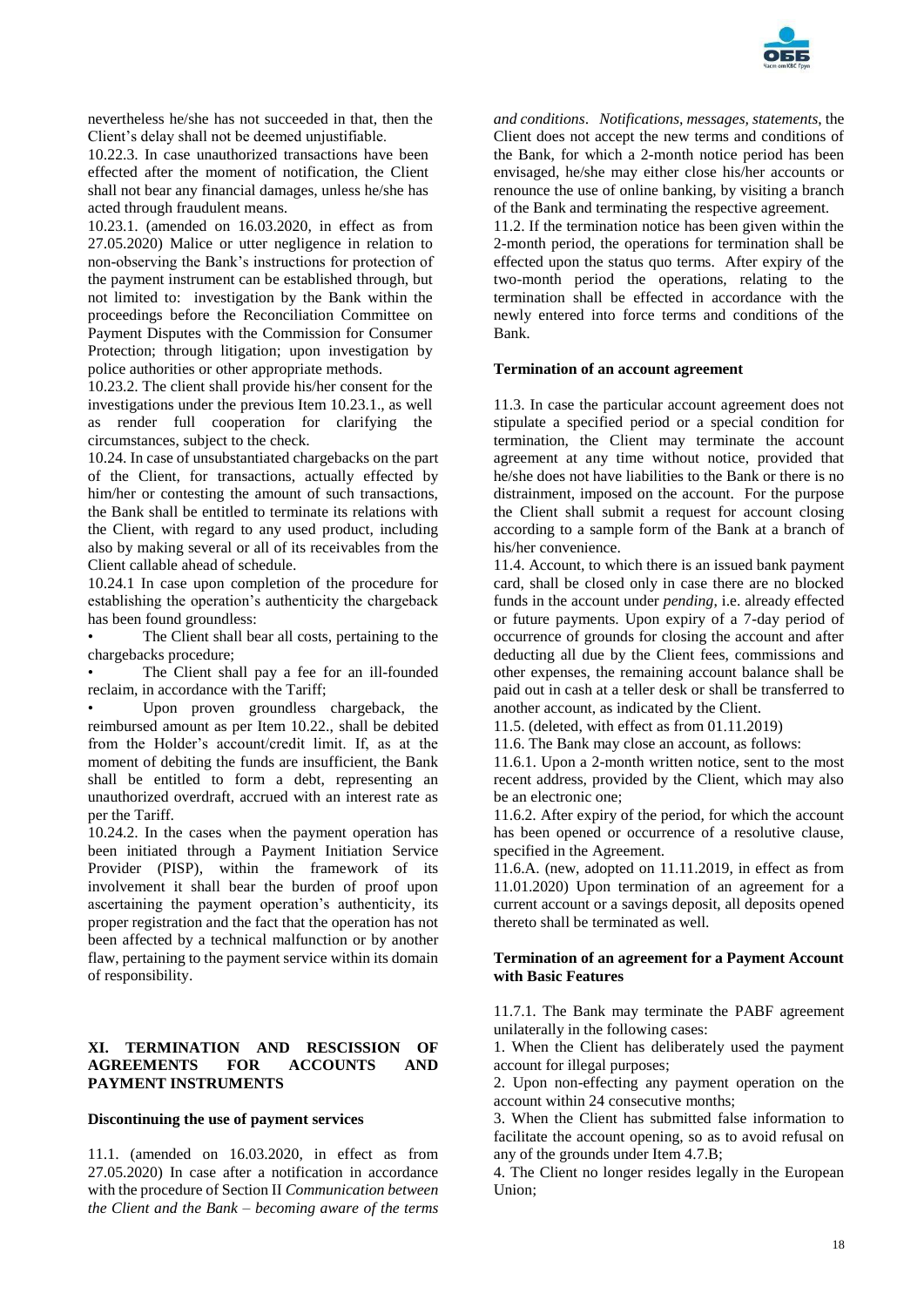nevertheless he/she has not succeeded in that, then the Client's delay shall not be deemed unjustifiable.

10.22.3. In case unauthorized transactions have been effected after the moment of notification, the Client shall not bear any financial damages, unless he/she has acted through fraudulent means.

10.23.1. (amended on 16.03.2020, in effect as from 27.05.2020) Malice or utter negligence in relation to non-observing the Bank's instructions for protection of the payment instrument can be established through, but not limited to: investigation by the Bank within the proceedings before the Reconciliation Committee on Payment Disputes with the Commission for Consumer Protection; through litigation; upon investigation by police authorities or other appropriate methods.

10.23.2. The client shall provide his/her consent for the investigations under the previous Item 10.23.1., as well as render full cooperation for clarifying the circumstances, subject to the check.

10.24. In case of unsubstantiated chargebacks on the part of the Client, for transactions, actually effected by him/her or contesting the amount of such transactions, the Bank shall be entitled to terminate its relations with the Client, with regard to any used product, including also by making several or all of its receivables from the Client callable ahead of schedule.

10.24.1 In case upon completion of the procedure for establishing the operation's authenticity the chargeback has been found groundless:

- The Client shall bear all costs, pertaining to the chargebacks procedure;
- The Client shall pay a fee for an ill-founded reclaim, in accordance with the Tariff;
- Upon proven groundless chargeback, the reimbursed amount as per Item 10.22., shall be debited from the Holder's account/credit limit. If, as at the moment of debiting the funds are insufficient, the Bank shall be entitled to form a debt, representing an unauthorized overdraft, accrued with an interest rate as per the Tariff.

10.24.2. In the cases when the payment operation has been initiated through a Payment Initiation Service Provider (PISP), within the framework of its involvement it shall bear the burden of proof upon ascertaining the payment operation's authenticity, its proper registration and the fact that the operation has not been affected by a technical malfunction or by another flaw, pertaining to the payment service within its domain of responsibility.

## XI. TERMINATION AND RESCISSION OF AGREEMENTS FOR ACCOUNTS AND PAYMENT INSTRUMENTS

**Discontinuing the use of payment services**

11.1. (amended on 16.03.2020, in effect as from 27.05.2020) In case after a notification in accordance with the procedure of Section II *Communication between the Client and the Bank – becoming aware of the terms and conditions*. *Notifications, messages, statements*, the Client does not accept the new terms and conditions of the Bank, for which a 2-month notice period has been envisaged, he/she may either close his/her accounts or renounce the use of online banking, by visiting a branch of the Bank and terminating the respective agreement.

11.2. If the termination notice has been given within the 2-month period, the operations for termination shall be effected upon the status quo terms. After expiry of the two-month period the operations, relating to the termination shall be effected in accordance with the newly entered into force terms and conditions of the Bank.

**Termination of an account agreement**

11.3. In case the particular account agreement does not stipulate a specified period or a special condition for termination, the Client may terminate the account agreement at any time without notice, provided that he/she does not have liabilities to the Bank or there is no distrainment, imposed on the account. For the purpose the Client shall submit a request for account closing according to a sample form of the Bank at a branch of his/her convenience.

11.4. Account, to which there is an issued bank payment card, shall be closed only in case there are no blocked funds in the account under *pending*, i.e. already effected or future payments. Upon expiry of a 7-day period of occurrence of grounds for closing the account and after deducting all due by the Client fees, commissions and other expenses, the remaining account balance shall be paid out in cash at a teller desk or shall be transferred to another account, as indicated by the Client.

11.5. (deleted, with effect as from 01.11.2019)

11.6. The Bank may close an account, as follows:

11.6.1. Upon a 2-month written notice, sent to the most recent address, provided by the Client, which may also be an electronic one;

11.6.2. After expiry of the period, for which the account has been opened or occurrence of a resolutive clause, specified in the Agreement.

11.6.A. (new, adopted on 11.11.2019, in effect as from 11.01.2020) Upon termination of an agreement for a current account or a savings deposit, all deposits opened thereto shall be terminated as well.

**Termination of an agreement for a Payment Account with Basic Features**

11.7.1. The Bank may terminate the PABF agreement unilaterally in the following cases:

1. When the Client has deliberately used the payment account for illegal purposes;
2. Upon non-effecting any payment operation on the account within 24 consecutive months;
3. When the Client has submitted false information to facilitate the account opening, so as to avoid refusal on any of the grounds under Item 4.7.B;
4. The Client no longer resides legally in the European Union;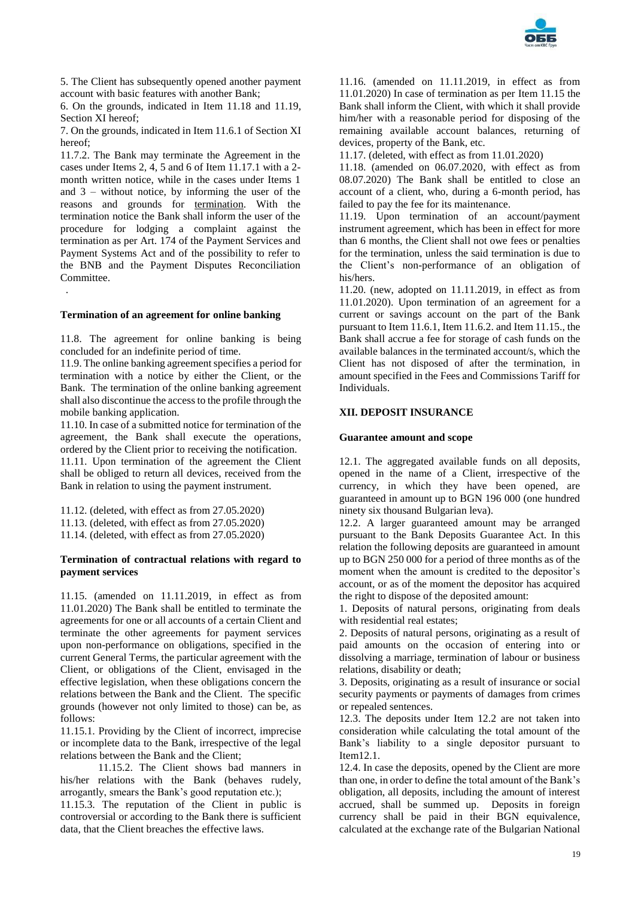5. The Client has subsequently opened another payment account with basic features with another Bank;

6. On the grounds, indicated in Item 11.18 and 11.19, Section XI hereof;

7. On the grounds, indicated in Item 11.6.1 of Section XI hereof;

11.7.2. The Bank may terminate the Agreement in the cases under Items 2, 4, 5 and 6 of Item 11.17.1 with a 2-month written notice, while in the cases under Items 1 and 3 – without notice, by informing the user of the reasons and grounds for termination. With the termination notice the Bank shall inform the user of the procedure for lodging a complaint against the termination as per Art. 174 of the Payment Services and Payment Systems Act and of the possibility to refer to the BNB and the Payment Disputes Reconciliation Committee.

### Termination of an agreement for online banking

11.8. The agreement for online banking is being concluded for an indefinite period of time.

11.9. The online banking agreement specifies a period for termination with a notice by either the Client, or the Bank. The termination of the online banking agreement shall also discontinue the access to the profile through the mobile banking application.

11.10. In case of a submitted notice for termination of the agreement, the Bank shall execute the operations, ordered by the Client prior to receiving the notification.

11.11. Upon termination of the agreement the Client shall be obliged to return all devices, received from the Bank in relation to using the payment instrument.

11.12. (deleted, with effect as from 27.05.2020)

11.13. (deleted, with effect as from 27.05.2020)

11.14. (deleted, with effect as from 27.05.2020)

### Termination of contractual relations with regard to payment services

11.15. (amended on 11.11.2019, in effect as from 11.01.2020) The Bank shall be entitled to terminate the agreements for one or all accounts of a certain Client and terminate the other agreements for payment services upon non-performance on obligations, specified in the current General Terms, the particular agreement with the Client, or obligations of the Client, envisaged in the effective legislation, when these obligations concern the relations between the Bank and the Client. The specific grounds (however not only limited to those) can be, as follows:

11.15.1. Providing by the Client of incorrect, imprecise or incomplete data to the Bank, irrespective of the legal relations between the Bank and the Client;

11.15.2. The Client shows bad manners in his/her relations with the Bank (behaves rudely, arrogantly, smears the Bank's good reputation etc.);

11.15.3. The reputation of the Client in public is controversial or according to the Bank there is sufficient data, that the Client breaches the effective laws.

11.16. (amended on 11.11.2019, in effect as from 11.01.2020) In case of termination as per Item 11.15 the Bank shall inform the Client, with which it shall provide him/her with a reasonable period for disposing of the remaining available account balances, returning of devices, property of the Bank, etc.

11.17. (deleted, with effect as from 11.01.2020)

11.18. (amended on 06.07.2020, with effect as from 08.07.2020) The Bank shall be entitled to close an account of a client, who, during a 6-month period, has failed to pay the fee for its maintenance.

11.19. Upon termination of an account/payment instrument agreement, which has been in effect for more than 6 months, the Client shall not owe fees or penalties for the termination, unless the said termination is due to the Client's non-performance of an obligation of his/hers.

11.20. (new, adopted on 11.11.2019, in effect as from 11.01.2020). Upon termination of an agreement for a current or savings account on the part of the Bank pursuant to Item 11.6.1, Item 11.6.2. and Item 11.15., the Bank shall accrue a fee for storage of cash funds on the available balances in the terminated account/s, which the Client has not disposed of after the termination, in amount specified in the Fees and Commissions Tariff for Individuals.

## XII. DEPOSIT INSURANCE

### Guarantee amount and scope

12.1. The aggregated available funds on all deposits, opened in the name of a Client, irrespective of the currency, in which they have been opened, are guaranteed in amount up to BGN 196 000 (one hundred ninety six thousand Bulgarian leva).

12.2. A larger guaranteed amount may be arranged pursuant to the Bank Deposits Guarantee Act. In this relation the following deposits are guaranteed in amount up to BGN 250 000 for a period of three months as of the moment when the amount is credited to the depositor's account, or as of the moment the depositor has acquired the right to dispose of the deposited amount:

1. Deposits of natural persons, originating from deals with residential real estates;
2. Deposits of natural persons, originating as a result of paid amounts on the occasion of entering into or dissolving a marriage, termination of labour or business relations, disability or death;
3. Deposits, originating as a result of insurance or social security payments or payments of damages from crimes or repealed sentences.

12.3. The deposits under Item 12.2 are not taken into consideration while calculating the total amount of the Bank's liability to a single depositor pursuant to Item12.1.

12.4. In case the deposits, opened by the Client are more than one, in order to define the total amount of the Bank's obligation, all deposits, including the amount of interest accrued, shall be summed up. Deposits in foreign currency shall be paid in their BGN equivalence, calculated at the exchange rate of the Bulgarian National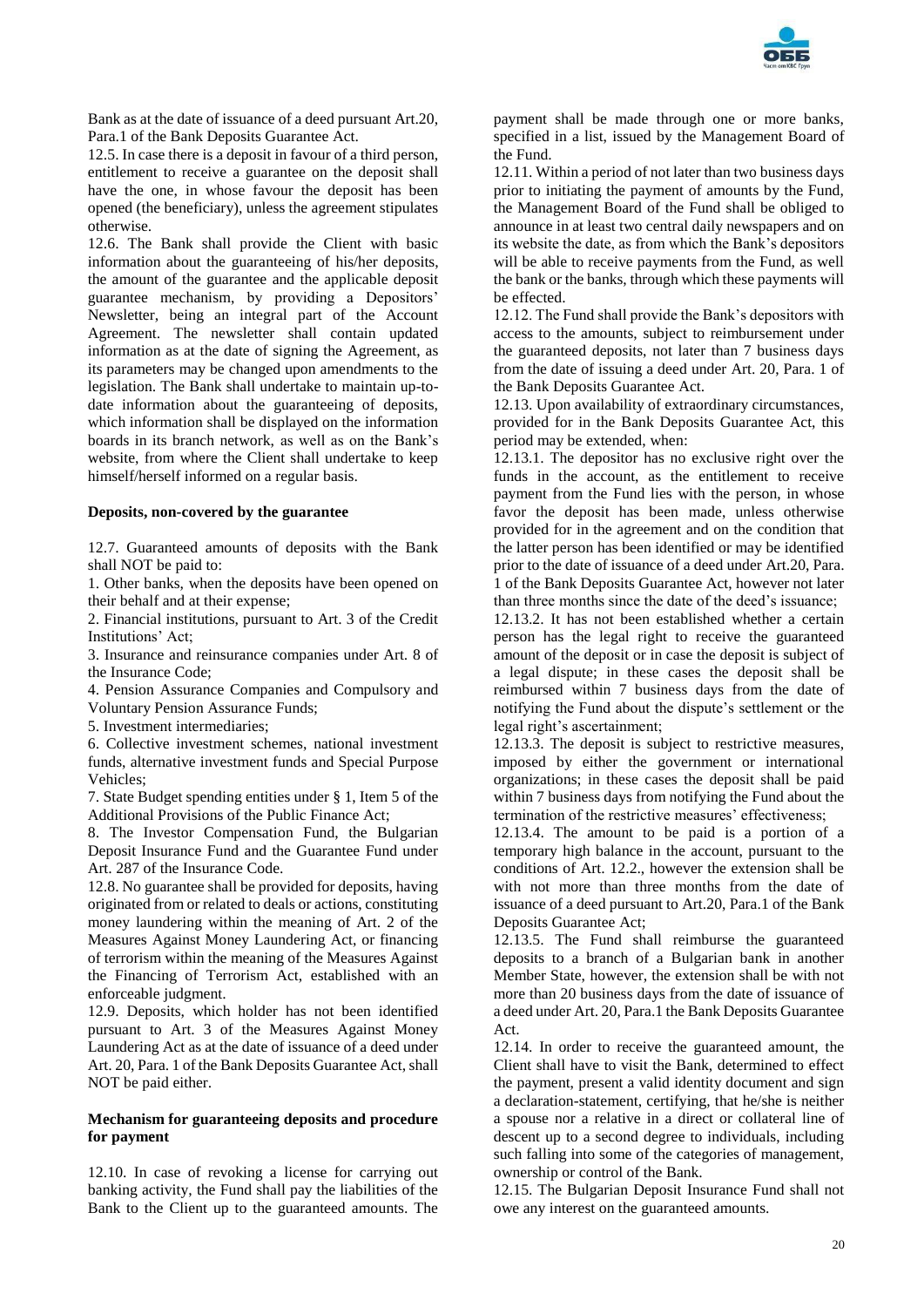Bank as at the date of issuance of a deed pursuant Art.20, Para.1 of the Bank Deposits Guarantee Act.

12.5. In case there is a deposit in favour of a third person, entitlement to receive a guarantee on the deposit shall have the one, in whose favour the deposit has been opened (the beneficiary), unless the agreement stipulates otherwise.

12.6. The Bank shall provide the Client with basic information about the guaranteeing of his/her deposits, the amount of the guarantee and the applicable deposit guarantee mechanism, by providing a Depositors' Newsletter, being an integral part of the Account Agreement. The newsletter shall contain updated information as at the date of signing the Agreement, as its parameters may be changed upon amendments to the legislation. The Bank shall undertake to maintain up-to-date information about the guaranteeing of deposits, which information shall be displayed on the information boards in its branch network, as well as on the Bank's website, from where the Client shall undertake to keep himself/herself informed on a regular basis.

**Deposits, non-covered by the guarantee**

12.7. Guaranteed amounts of deposits with the Bank shall NOT be paid to:

1. Other banks, when the deposits have been opened on their behalf and at their expense;
2. Financial institutions, pursuant to Art. 3 of the Credit Institutions' Act;
3. Insurance and reinsurance companies under Art. 8 of the Insurance Code;
4. Pension Assurance Companies and Compulsory and Voluntary Pension Assurance Funds;
5. Investment intermediaries;
6. Collective investment schemes, national investment funds, alternative investment funds and Special Purpose Vehicles;
7. State Budget spending entities under § 1, Item 5 of the Additional Provisions of the Public Finance Act;
8. The Investor Compensation Fund, the Bulgarian Deposit Insurance Fund and the Guarantee Fund under Art. 287 of the Insurance Code.

12.8. No guarantee shall be provided for deposits, having originated from or related to deals or actions, constituting money laundering within the meaning of Art. 2 of the Measures Against Money Laundering Act, or financing of terrorism within the meaning of the Measures Against the Financing of Terrorism Act, established with an enforceable judgment.

12.9. Deposits, which holder has not been identified pursuant to Art. 3 of the Measures Against Money Laundering Act as at the date of issuance of a deed under Art. 20, Para. 1 of the Bank Deposits Guarantee Act, shall NOT be paid either.

**Mechanism for guaranteeing deposits and procedure for payment**

12.10. In case of revoking a license for carrying out banking activity, the Fund shall pay the liabilities of the Bank to the Client up to the guaranteed amounts. The payment shall be made through one or more banks, specified in a list, issued by the Management Board of the Fund.

12.11. Within a period of not later than two business days prior to initiating the payment of amounts by the Fund, the Management Board of the Fund shall be obliged to announce in at least two central daily newspapers and on its website the date, as from which the Bank's depositors will be able to receive payments from the Fund, as well the bank or the banks, through which these payments will be effected.

12.12. The Fund shall provide the Bank's depositors with access to the amounts, subject to reimbursement under the guaranteed deposits, not later than 7 business days from the date of issuing a deed under Art. 20, Para. 1 of the Bank Deposits Guarantee Act.

12.13. Upon availability of extraordinary circumstances, provided for in the Bank Deposits Guarantee Act, this period may be extended, when:

12.13.1. The depositor has no exclusive right over the funds in the account, as the entitlement to receive payment from the Fund lies with the person, in whose favor the deposit has been made, unless otherwise provided for in the agreement and on the condition that the latter person has been identified or may be identified prior to the date of issuance of a deed under Art.20, Para. 1 of the Bank Deposits Guarantee Act, however not later than three months since the date of the deed's issuance;

12.13.2. It has not been established whether a certain person has the legal right to receive the guaranteed amount of the deposit or in case the deposit is subject of a legal dispute; in these cases the deposit shall be reimbursed within 7 business days from the date of notifying the Fund about the dispute's settlement or the legal right's ascertainment;

12.13.3. The deposit is subject to restrictive measures, imposed by either the government or international organizations; in these cases the deposit shall be paid within 7 business days from notifying the Fund about the termination of the restrictive measures' effectiveness;

12.13.4. The amount to be paid is a portion of a temporary high balance in the account, pursuant to the conditions of Art. 12.2., however the extension shall be with not more than three months from the date of issuance of a deed pursuant to Art.20, Para.1 of the Bank Deposits Guarantee Act;

12.13.5. The Fund shall reimburse the guaranteed deposits to a branch of a Bulgarian bank in another Member State, however, the extension shall be with not more than 20 business days from the date of issuance of a deed under Art. 20, Para.1 the Bank Deposits Guarantee Act.

12.14. In order to receive the guaranteed amount, the Client shall have to visit the Bank, determined to effect the payment, present a valid identity document and sign a declaration-statement, certifying, that he/she is neither a spouse nor a relative in a direct or collateral line of descent up to a second degree to individuals, including such falling into some of the categories of management, ownership or control of the Bank.

12.15. The Bulgarian Deposit Insurance Fund shall not owe any interest on the guaranteed amounts.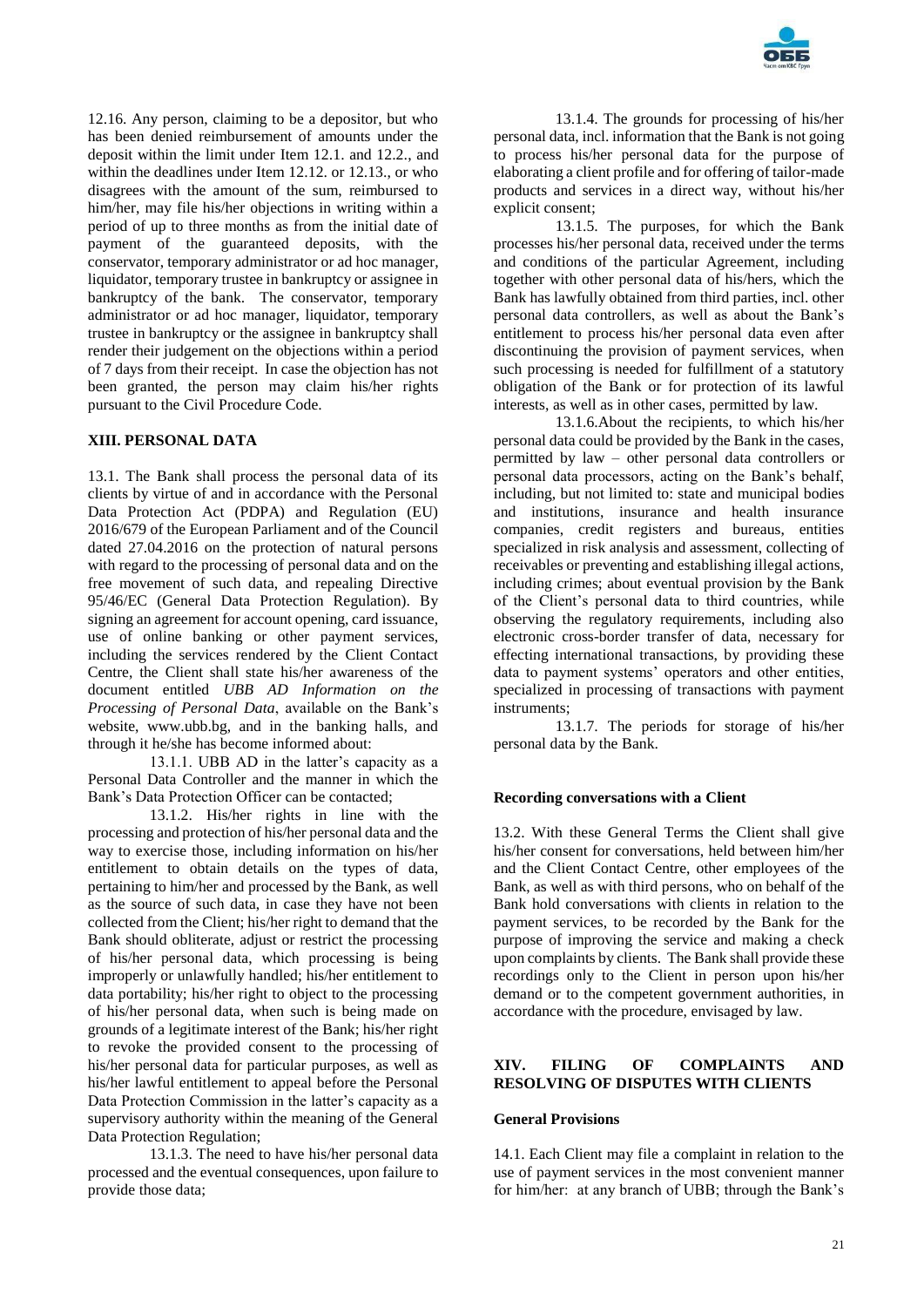12.16. Any person, claiming to be a depositor, but who has been denied reimbursement of amounts under the deposit within the limit under Item 12.1. and 12.2., and within the deadlines under Item 12.12. or 12.13., or who disagrees with the amount of the sum, reimbursed to him/her, may file his/her objections in writing within a period of up to three months as from the initial date of payment of the guaranteed deposits, with the conservator, temporary administrator or ad hoc manager, liquidator, temporary trustee in bankruptcy or assignee in bankruptcy of the bank. The conservator, temporary administrator or ad hoc manager, liquidator, temporary trustee in bankruptcy or the assignee in bankruptcy shall render their judgement on the objections within a period of 7 days from their receipt. In case the objection has not been granted, the person may claim his/her rights pursuant to the Civil Procedure Code.

## XIII. PERSONAL DATA

13.1. The Bank shall process the personal data of its clients by virtue of and in accordance with the Personal Data Protection Act (PDPA) and Regulation (EU) 2016/679 of the European Parliament and of the Council dated 27.04.2016 on the protection of natural persons with regard to the processing of personal data and on the free movement of such data, and repealing Directive 95/46/EC (General Data Protection Regulation). By signing an agreement for account opening, card issuance, use of online banking or other payment services, including the services rendered by the Client Contact Centre, the Client shall state his/her awareness of the document entitled *UBB AD Information on the Processing of Personal Data*, available on the Bank's website, www.ubb.bg, and in the banking halls, and through it he/she has become informed about:

13.1.1. UBB AD in the latter's capacity as a Personal Data Controller and the manner in which the Bank's Data Protection Officer can be contacted;

13.1.2. His/her rights in line with the processing and protection of his/her personal data and the way to exercise those, including information on his/her entitlement to obtain details on the types of data, pertaining to him/her and processed by the Bank, as well as the source of such data, in case they have not been collected from the Client; his/her right to demand that the Bank should obliterate, adjust or restrict the processing of his/her personal data, which processing is being improperly or unlawfully handled; his/her entitlement to data portability; his/her right to object to the processing of his/her personal data, when such is being made on grounds of a legitimate interest of the Bank; his/her right to revoke the provided consent to the processing of his/her personal data for particular purposes, as well as his/her lawful entitlement to appeal before the Personal Data Protection Commission in the latter's capacity as a supervisory authority within the meaning of the General Data Protection Regulation;

13.1.3. The need to have his/her personal data processed and the eventual consequences, upon failure to provide those data;

13.1.4. The grounds for processing of his/her personal data, incl. information that the Bank is not going to process his/her personal data for the purpose of elaborating a client profile and for offering of tailor-made products and services in a direct way, without his/her explicit consent;

13.1.5. The purposes, for which the Bank processes his/her personal data, received under the terms and conditions of the particular Agreement, including together with other personal data of his/hers, which the Bank has lawfully obtained from third parties, incl. other personal data controllers, as well as about the Bank's entitlement to process his/her personal data even after discontinuing the provision of payment services, when such processing is needed for fulfillment of a statutory obligation of the Bank or for protection of its lawful interests, as well as in other cases, permitted by law.

13.1.6.About the recipients, to which his/her personal data could be provided by the Bank in the cases, permitted by law – other personal data controllers or personal data processors, acting on the Bank's behalf, including, but not limited to: state and municipal bodies and institutions, insurance and health insurance companies, credit registers and bureaus, entities specialized in risk analysis and assessment, collecting of receivables or preventing and establishing illegal actions, including crimes; about eventual provision by the Bank of the Client's personal data to third countries, while observing the regulatory requirements, including also electronic cross-border transfer of data, necessary for effecting international transactions, by providing these data to payment systems' operators and other entities, specialized in processing of transactions with payment instruments;

13.1.7. The periods for storage of his/her personal data by the Bank.

### Recording conversations with a Client

13.2. With these General Terms the Client shall give his/her consent for conversations, held between him/her and the Client Contact Centre, other employees of the Bank, as well as with third persons, who on behalf of the Bank hold conversations with clients in relation to the payment services, to be recorded by the Bank for the purpose of improving the service and making a check upon complaints by clients. The Bank shall provide these recordings only to the Client in person upon his/her demand or to the competent government authorities, in accordance with the procedure, envisaged by law.

## XIV. FILING OF COMPLAINTS AND RESOLVING OF DISPUTES WITH CLIENTS

### General Provisions

14.1. Each Client may file a complaint in relation to the use of payment services in the most convenient manner for him/her: at any branch of UBB; through the Bank's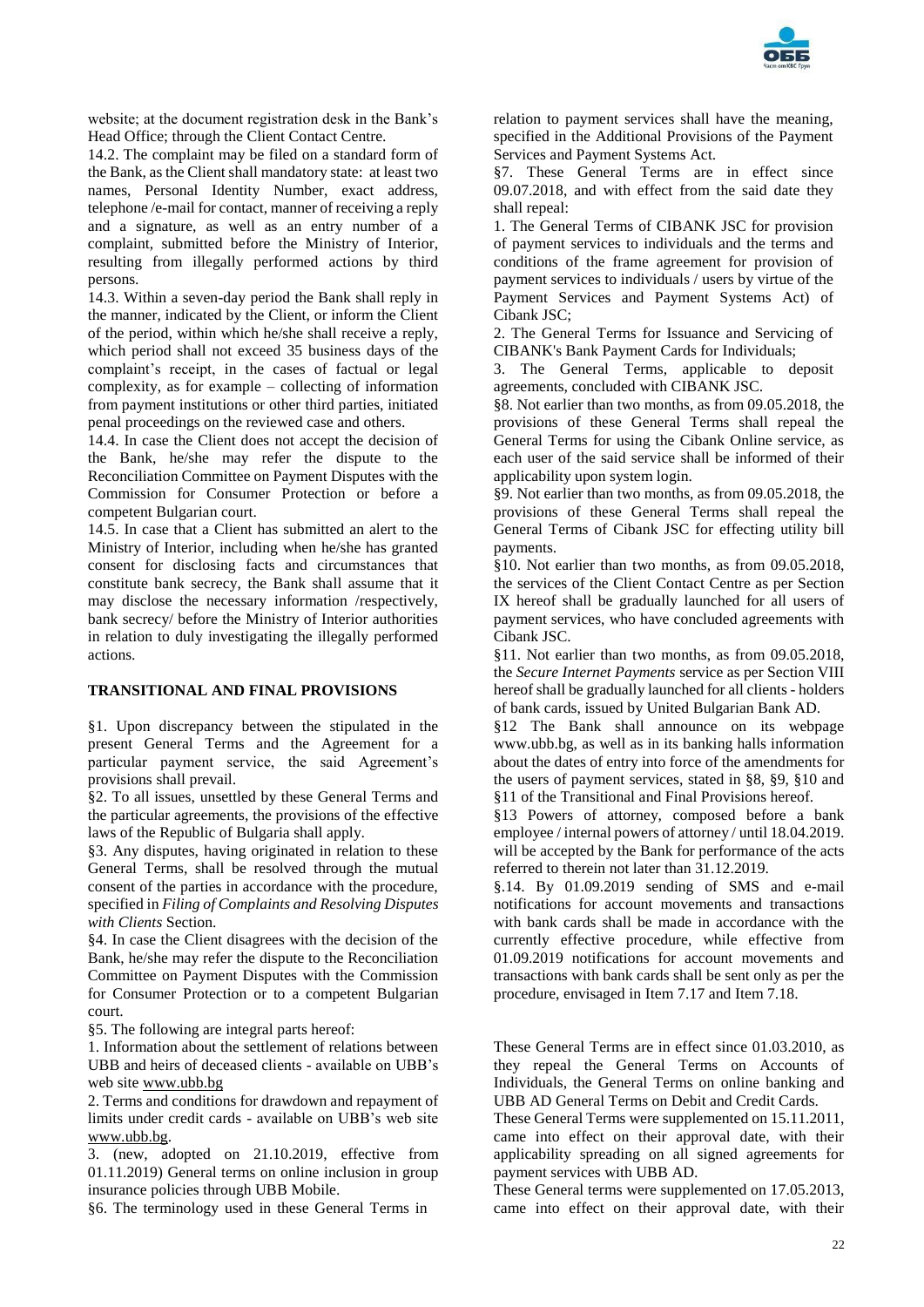website; at the document registration desk in the Bank's Head Office; through the Client Contact Centre.

14.2. The complaint may be filed on a standard form of the Bank, as the Client shall mandatory state: at least two names, Personal Identity Number, exact address, telephone /e-mail for contact, manner of receiving a reply and a signature, as well as an entry number of a complaint, submitted before the Ministry of Interior, resulting from illegally performed actions by third persons.

14.3. Within a seven-day period the Bank shall reply in the manner, indicated by the Client, or inform the Client of the period, within which he/she shall receive a reply, which period shall not exceed 35 business days of the complaint's receipt, in the cases of factual or legal complexity, as for example – collecting of information from payment institutions or other third parties, initiated penal proceedings on the reviewed case and others.

14.4. In case the Client does not accept the decision of the Bank, he/she may refer the dispute to the Reconciliation Committee on Payment Disputes with the Commission for Consumer Protection or before a competent Bulgarian court.

14.5. In case that a Client has submitted an alert to the Ministry of Interior, including when he/she has granted consent for disclosing facts and circumstances that constitute bank secrecy, the Bank shall assume that it may disclose the necessary information /respectively, bank secrecy/ before the Ministry of Interior authorities in relation to duly investigating the illegally performed actions.

**TRANSITIONAL AND FINAL PROVISIONS**

§1. Upon discrepancy between the stipulated in the present General Terms and the Agreement for a particular payment service, the said Agreement's provisions shall prevail.

§2. To all issues, unsettled by these General Terms and the particular agreements, the provisions of the effective laws of the Republic of Bulgaria shall apply.

§3. Any disputes, having originated in relation to these General Terms, shall be resolved through the mutual consent of the parties in accordance with the procedure, specified in *Filing of Complaints and Resolving Disputes with Clients* Section.

§4. In case the Client disagrees with the decision of the Bank, he/she may refer the dispute to the Reconciliation Committee on Payment Disputes with the Commission for Consumer Protection or to a competent Bulgarian court.

§5. The following are integral parts hereof:

1. Information about the settlement of relations between UBB and heirs of deceased clients - available on UBB's web site www.ubb.bg

2. Terms and conditions for drawdown and repayment of limits under credit cards - available on UBB's web site www.ubb.bg.

3. (new, adopted on 21.10.2019, effective from 01.11.2019) General terms on online inclusion in group insurance policies through UBB Mobile.

§6. The terminology used in these General Terms in relation to payment services shall have the meaning, specified in the Additional Provisions of the Payment Services and Payment Systems Act.

§7. These General Terms are in effect since 09.07.2018, and with effect from the said date they shall repeal:

1. The General Terms of CIBANK JSC for provision of payment services to individuals and the terms and conditions of the frame agreement for provision of payment services to individuals / users by virtue of the Payment Services and Payment Systems Act) of Cibank JSC;

2. The General Terms for Issuance and Servicing of CIBANK's Bank Payment Cards for Individuals;

3. The General Terms, applicable to deposit agreements, concluded with CIBANK JSC.

§8. Not earlier than two months, as from 09.05.2018, the provisions of these General Terms shall repeal the General Terms for using the Cibank Online service, as each user of the said service shall be informed of their applicability upon system login.

§9. Not earlier than two months, as from 09.05.2018, the provisions of these General Terms shall repeal the General Terms of Cibank JSC for effecting utility bill payments.

§10. Not earlier than two months, as from 09.05.2018, the services of the Client Contact Centre as per Section IX hereof shall be gradually launched for all users of payment services, who have concluded agreements with Cibank JSC.

§11. Not earlier than two months, as from 09.05.2018, the *Secure Internet Payments* service as per Section VIII hereof shall be gradually launched for all clients - holders of bank cards, issued by United Bulgarian Bank AD.

§12 The Bank shall announce on its webpage www.ubb.bg, as well as in its banking halls information about the dates of entry into force of the amendments for the users of payment services, stated in §8, §9, §10 and §11 of the Transitional and Final Provisions hereof.

§13 Powers of attorney, composed before a bank employee / internal powers of attorney / until 18.04.2019. will be accepted by the Bank for performance of the acts referred to therein not later than 31.12.2019.

§.14. By 01.09.2019 sending of SMS and e-mail notifications for account movements and transactions with bank cards shall be made in accordance with the currently effective procedure, while effective from 01.09.2019 notifications for account movements and transactions with bank cards shall be sent only as per the procedure, envisaged in Item 7.17 and Item 7.18.

These General Terms are in effect since 01.03.2010, as they repeal the General Terms on Accounts of Individuals, the General Terms on online banking and UBB AD General Terms on Debit and Credit Cards.

These General Terms were supplemented on 15.11.2011, came into effect on their approval date, with their applicability spreading on all signed agreements for payment services with UBB AD.

These General terms were supplemented on 17.05.2013, came into effect on their approval date, with their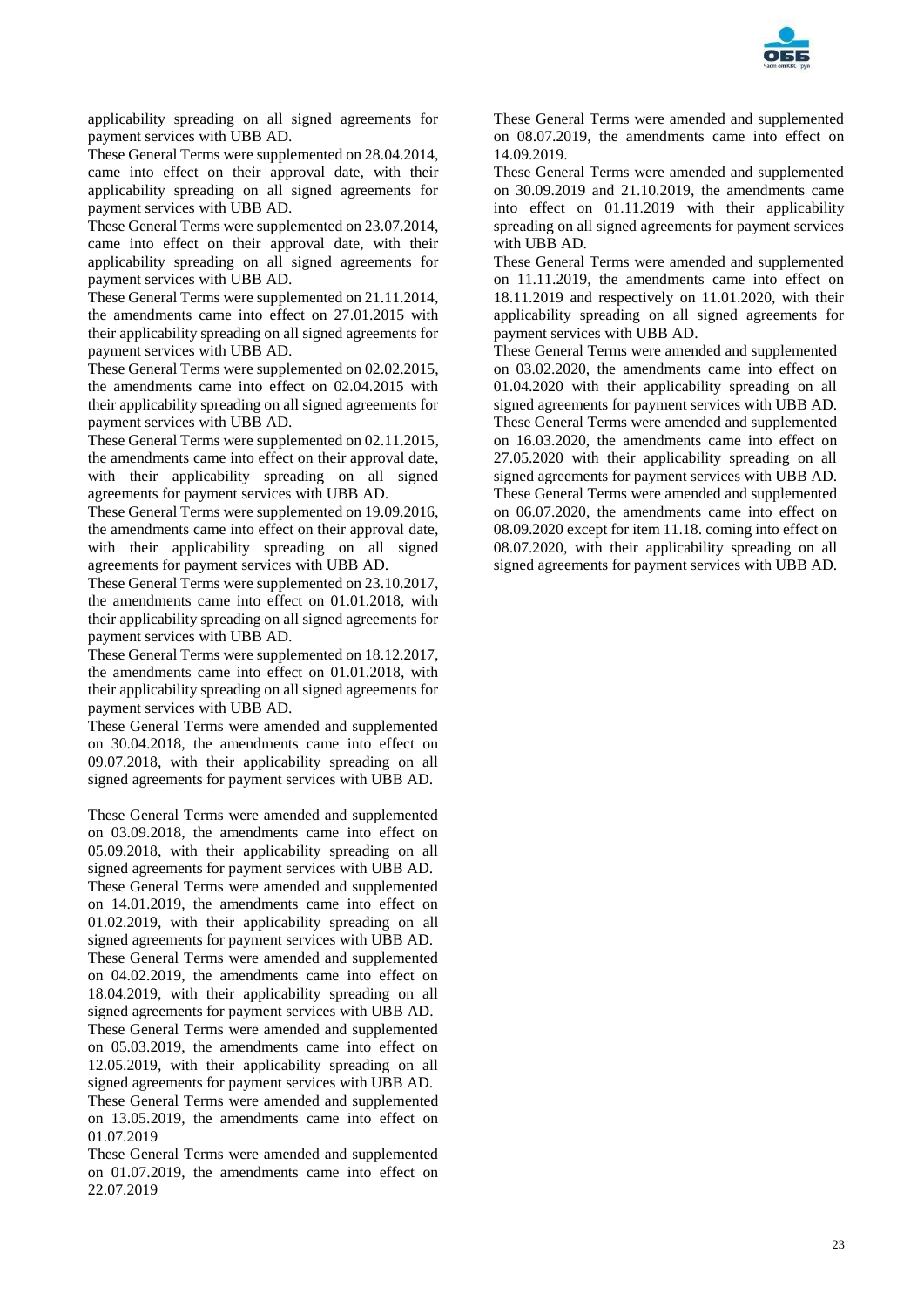applicability spreading on all signed agreements for payment services with UBB AD.

These General Terms were supplemented on 28.04.2014, came into effect on their approval date, with their applicability spreading on all signed agreements for payment services with UBB AD.

These General Terms were supplemented on 23.07.2014, came into effect on their approval date, with their applicability spreading on all signed agreements for payment services with UBB AD.

These General Terms were supplemented on 21.11.2014, the amendments came into effect on 27.01.2015 with their applicability spreading on all signed agreements for payment services with UBB AD.

These General Terms were supplemented on 02.02.2015, the amendments came into effect on 02.04.2015 with their applicability spreading on all signed agreements for payment services with UBB AD.

These General Terms were supplemented on 02.11.2015, the amendments came into effect on their approval date, with their applicability spreading on all signed agreements for payment services with UBB AD.

These General Terms were supplemented on 19.09.2016, the amendments came into effect on their approval date, with their applicability spreading on all signed agreements for payment services with UBB AD.

These General Terms were supplemented on 23.10.2017, the amendments came into effect on 01.01.2018, with their applicability spreading on all signed agreements for payment services with UBB AD.

These General Terms were supplemented on 18.12.2017, the amendments came into effect on 01.01.2018, with their applicability spreading on all signed agreements for payment services with UBB AD.

These General Terms were amended and supplemented on 30.04.2018, the amendments came into effect on 09.07.2018, with their applicability spreading on all signed agreements for payment services with UBB AD.

These General Terms were amended and supplemented on 03.09.2018, the amendments came into effect on 05.09.2018, with their applicability spreading on all signed agreements for payment services with UBB AD.

These General Terms were amended and supplemented on 14.01.2019, the amendments came into effect on 01.02.2019, with their applicability spreading on all signed agreements for payment services with UBB AD.

These General Terms were amended and supplemented on 04.02.2019, the amendments came into effect on 18.04.2019, with their applicability spreading on all signed agreements for payment services with UBB AD.

These General Terms were amended and supplemented on 05.03.2019, the amendments came into effect on 12.05.2019, with their applicability spreading on all signed agreements for payment services with UBB AD.

These General Terms were amended and supplemented on 13.05.2019, the amendments came into effect on 01.07.2019

These General Terms were amended and supplemented on 01.07.2019, the amendments came into effect on 22.07.2019

These General Terms were amended and supplemented on 08.07.2019, the amendments came into effect on 14.09.2019.

These General Terms were amended and supplemented on 30.09.2019 and 21.10.2019, the amendments came into effect on 01.11.2019 with their applicability spreading on all signed agreements for payment services with UBB AD.

These General Terms were amended and supplemented on 11.11.2019, the amendments came into effect on 18.11.2019 and respectively on 11.01.2020, with their applicability spreading on all signed agreements for payment services with UBB AD.

These General Terms were amended and supplemented on 03.02.2020, the amendments came into effect on 01.04.2020 with their applicability spreading on all signed agreements for payment services with UBB AD.

These General Terms were amended and supplemented on 16.03.2020, the amendments came into effect on 27.05.2020 with their applicability spreading on all signed agreements for payment services with UBB AD.

These General Terms were amended and supplemented on 06.07.2020, the amendments came into effect on 08.09.2020 except for item 11.18. coming into effect on 08.07.2020, with their applicability spreading on all signed agreements for payment services with UBB AD.